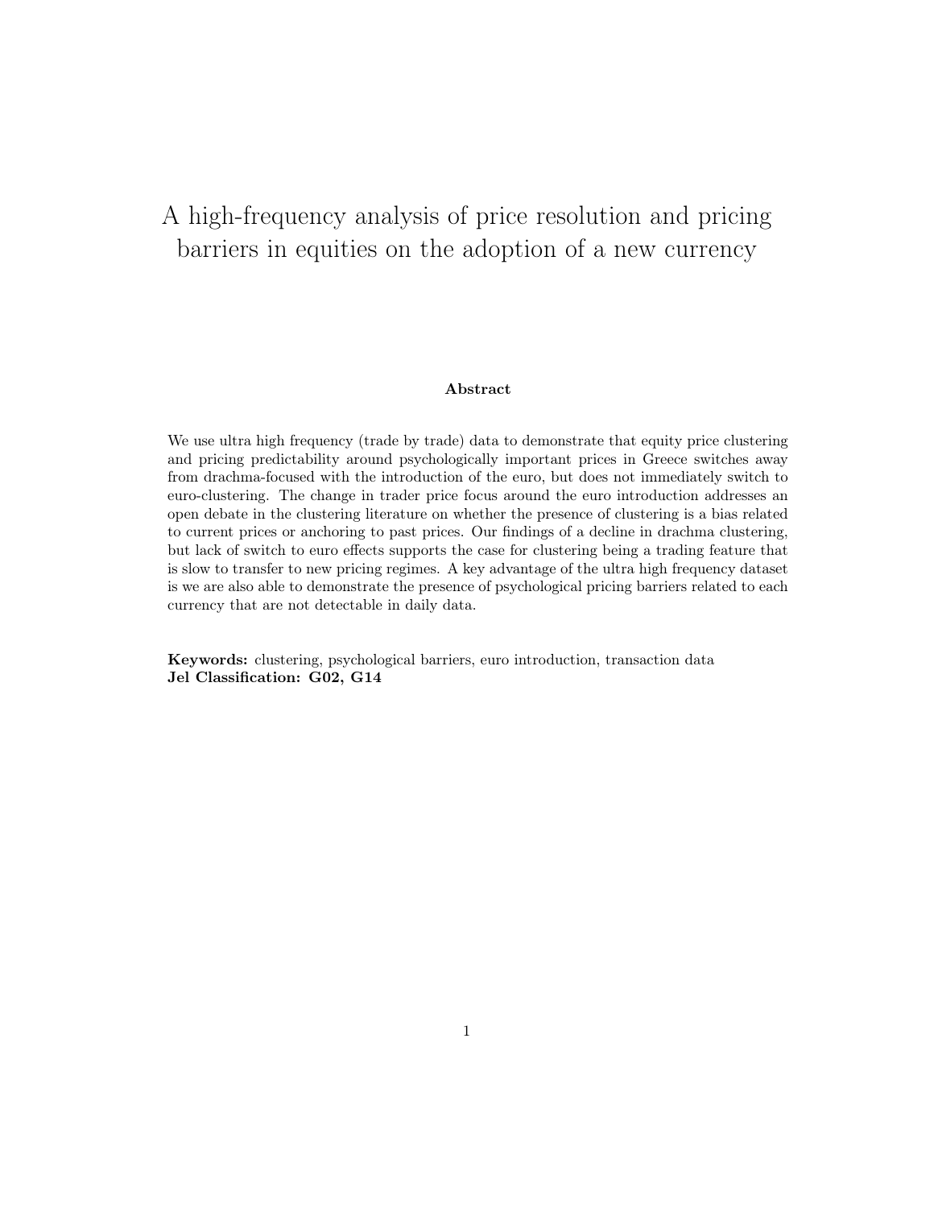# A high-frequency analysis of price resolution and pricing barriers in equities on the adoption of a new currency

**Abstract**

We use ultra high frequency (trade by trade) data to demonstrate that equity price clustering and pricing predictability around psychologically important prices in Greece switches away from drachma-focused with the introduction of the euro, but does not immediately switch to euro-clustering. The change in trader price focus around the euro introduction addresses an open debate in the clustering literature on whether the presence of clustering is a bias related to current prices or anchoring to past prices. Our findings of a decline in drachma clustering, but lack of switch to euro effects supports the case for clustering being a trading feature that is slow to transfer to new pricing regimes. A key advantage of the ultra high frequency dataset is we are also able to demonstrate the presence of psychological pricing barriers related to each currency that are not detectable in daily data.

**Keywords:** clustering, psychological barriers, euro introduction, transaction data
**Jel Classification: G02, G14**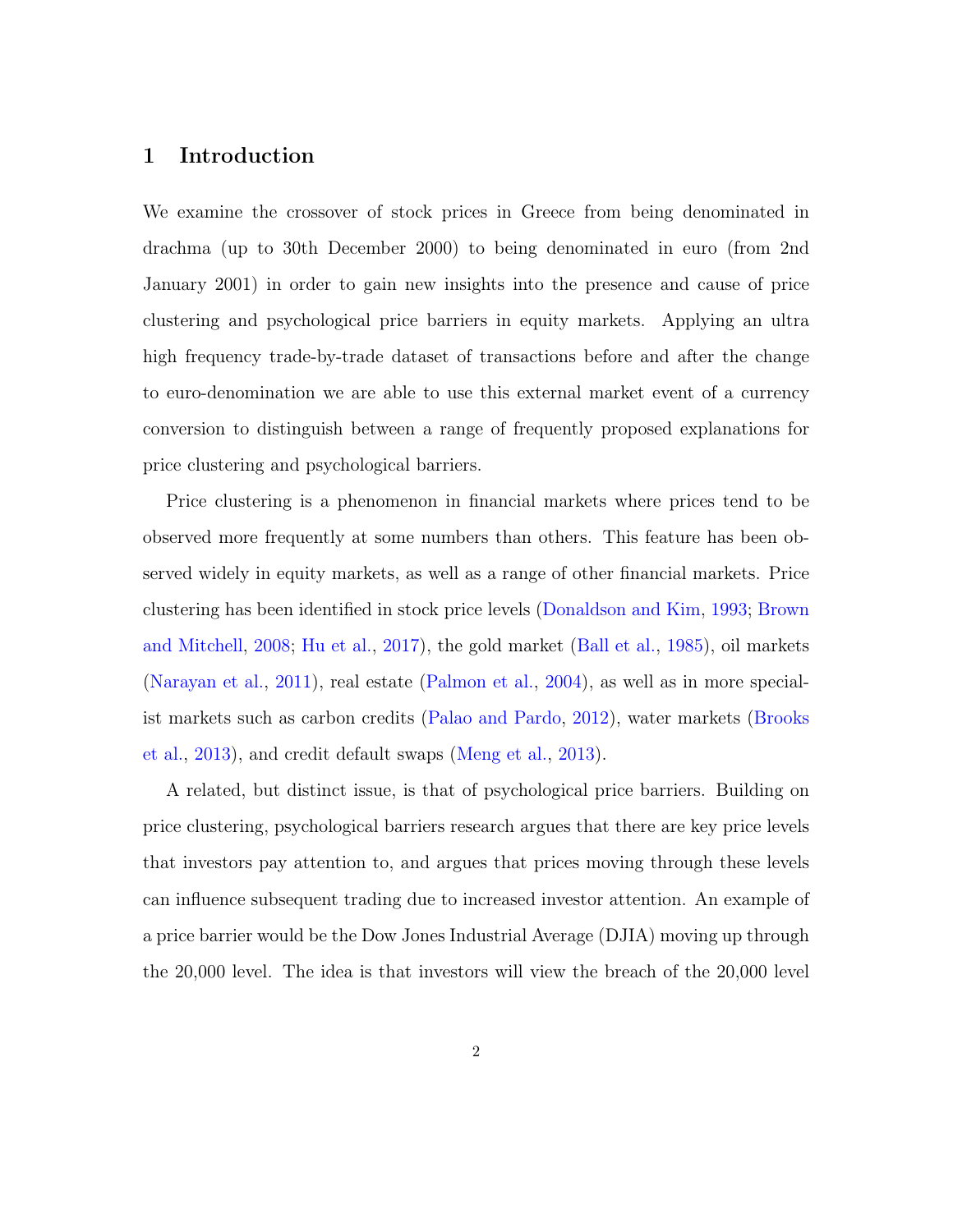# 1 Introduction

We examine the crossover of stock prices in Greece from being denominated in drachma (up to 30th December 2000) to being denominated in euro (from 2nd January 2001) in order to gain new insights into the presence and cause of price clustering and psychological price barriers in equity markets. Applying an ultra high frequency trade-by-trade dataset of transactions before and after the change to euro-denomination we are able to use this external market event of a currency conversion to distinguish between a range of frequently proposed explanations for price clustering and psychological barriers.

Price clustering is a phenomenon in financial markets where prices tend to be observed more frequently at some numbers than others. This feature has been observed widely in equity markets, as well as a range of other financial markets. Price clustering has been identified in stock price levels (Donaldson and Kim, 1993; Brown and Mitchell, 2008; Hu et al., 2017), the gold market (Ball et al., 1985), oil markets (Narayan et al., 2011), real estate (Palmon et al., 2004), as well as in more specialist markets such as carbon credits (Palao and Pardo, 2012), water markets (Brooks et al., 2013), and credit default swaps (Meng et al., 2013).

A related, but distinct issue, is that of psychological price barriers. Building on price clustering, psychological barriers research argues that there are key price levels that investors pay attention to, and argues that prices moving through these levels can influence subsequent trading due to increased investor attention. An example of a price barrier would be the Dow Jones Industrial Average (DJIA) moving up through the 20,000 level. The idea is that investors will view the breach of the 20,000 level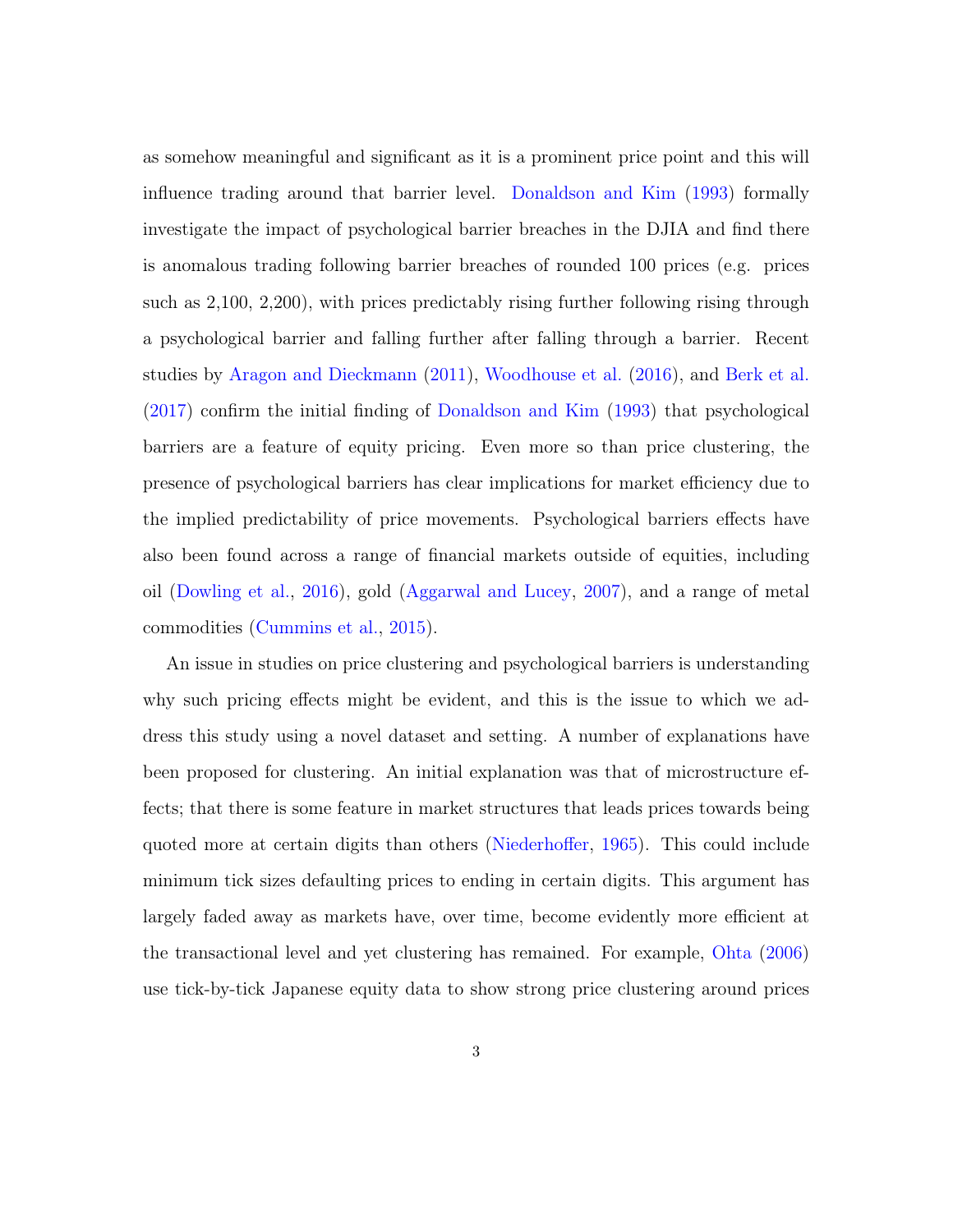as somehow meaningful and significant as it is a prominent price point and this will influence trading around that barrier level. Donaldson and Kim (1993) formally investigate the impact of psychological barrier breaches in the DJIA and find there is anomalous trading following barrier breaches of rounded 100 prices (e.g. prices such as 2,100, 2,200), with prices predictably rising further following rising through a psychological barrier and falling further after falling through a barrier. Recent studies by Aragon and Dieckmann (2011), Woodhouse et al. (2016), and Berk et al. (2017) confirm the initial finding of Donaldson and Kim (1993) that psychological barriers are a feature of equity pricing. Even more so than price clustering, the presence of psychological barriers has clear implications for market efficiency due to the implied predictability of price movements. Psychological barriers effects have also been found across a range of financial markets outside of equities, including oil (Dowling et al., 2016), gold (Aggarwal and Lucey, 2007), and a range of metal commodities (Cummins et al., 2015).

An issue in studies on price clustering and psychological barriers is understanding why such pricing effects might be evident, and this is the issue to which we address this study using a novel dataset and setting. A number of explanations have been proposed for clustering. An initial explanation was that of microstructure effects; that there is some feature in market structures that leads prices towards being quoted more at certain digits than others (Niederhoffer, 1965). This could include minimum tick sizes defaulting prices to ending in certain digits. This argument has largely faded away as markets have, over time, become evidently more efficient at the transactional level and yet clustering has remained. For example, Ohta (2006) use tick-by-tick Japanese equity data to show strong price clustering around prices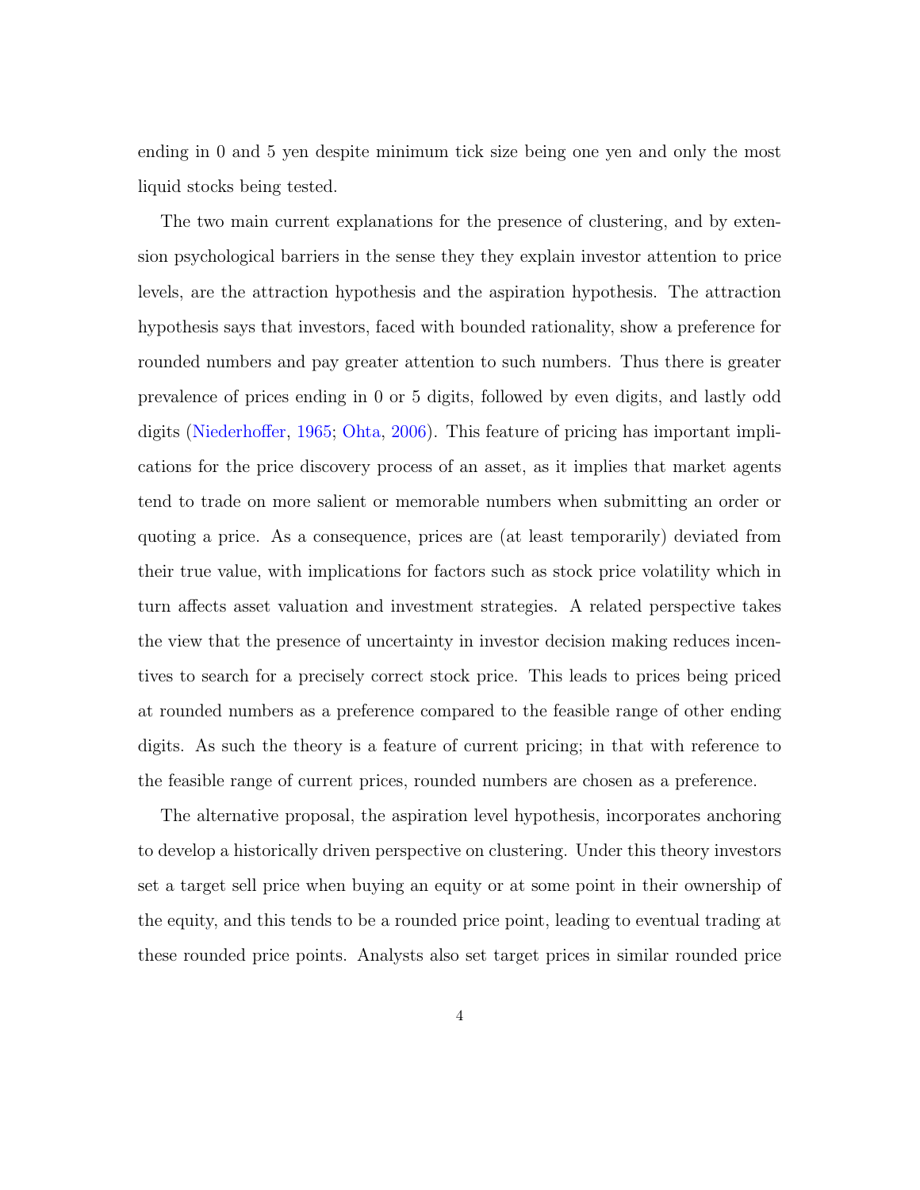ending in 0 and 5 yen despite minimum tick size being one yen and only the most liquid stocks being tested.

The two main current explanations for the presence of clustering, and by extension psychological barriers in the sense they they explain investor attention to price levels, are the attraction hypothesis and the aspiration hypothesis. The attraction hypothesis says that investors, faced with bounded rationality, show a preference for rounded numbers and pay greater attention to such numbers. Thus there is greater prevalence of prices ending in 0 or 5 digits, followed by even digits, and lastly odd digits (Niederhoffer, 1965; Ohta, 2006). This feature of pricing has important implications for the price discovery process of an asset, as it implies that market agents tend to trade on more salient or memorable numbers when submitting an order or quoting a price. As a consequence, prices are (at least temporarily) deviated from their true value, with implications for factors such as stock price volatility which in turn affects asset valuation and investment strategies. A related perspective takes the view that the presence of uncertainty in investor decision making reduces incentives to search for a precisely correct stock price. This leads to prices being priced at rounded numbers as a preference compared to the feasible range of other ending digits. As such the theory is a feature of current pricing; in that with reference to the feasible range of current prices, rounded numbers are chosen as a preference.

The alternative proposal, the aspiration level hypothesis, incorporates anchoring to develop a historically driven perspective on clustering. Under this theory investors set a target sell price when buying an equity or at some point in their ownership of the equity, and this tends to be a rounded price point, leading to eventual trading at these rounded price points. Analysts also set target prices in similar rounded price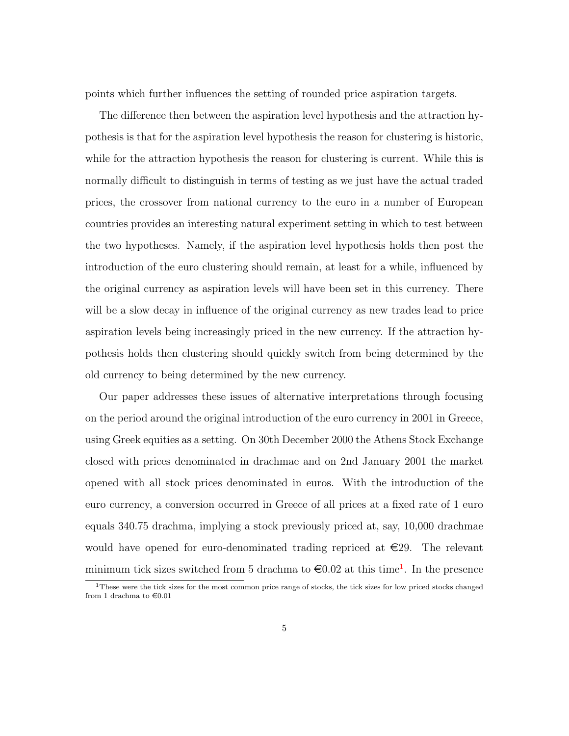points which further influences the setting of rounded price aspiration targets.

The difference then between the aspiration level hypothesis and the attraction hypothesis is that for the aspiration level hypothesis the reason for clustering is historic, while for the attraction hypothesis the reason for clustering is current. While this is normally difficult to distinguish in terms of testing as we just have the actual traded prices, the crossover from national currency to the euro in a number of European countries provides an interesting natural experiment setting in which to test between the two hypotheses. Namely, if the aspiration level hypothesis holds then post the introduction of the euro clustering should remain, at least for a while, influenced by the original currency as aspiration levels will have been set in this currency. There will be a slow decay in influence of the original currency as new trades lead to price aspiration levels being increasingly priced in the new currency. If the attraction hypothesis holds then clustering should quickly switch from being determined by the old currency to being determined by the new currency.

Our paper addresses these issues of alternative interpretations through focusing on the period around the original introduction of the euro currency in 2001 in Greece, using Greek equities as a setting. On 30th December 2000 the Athens Stock Exchange closed with prices denominated in drachmae and on 2nd January 2001 the market opened with all stock prices denominated in euros. With the introduction of the euro currency, a conversion occurred in Greece of all prices at a fixed rate of 1 euro equals 340.75 drachma, implying a stock previously priced at, say, 10,000 drachmae would have opened for euro-denominated trading repriced at €29. The relevant minimum tick sizes switched from 5 drachma to €0.02 at this time[1]. In the presence

[1] These were the tick sizes for the most common price range of stocks, the tick sizes for low priced stocks changed from 1 drachma to €0.01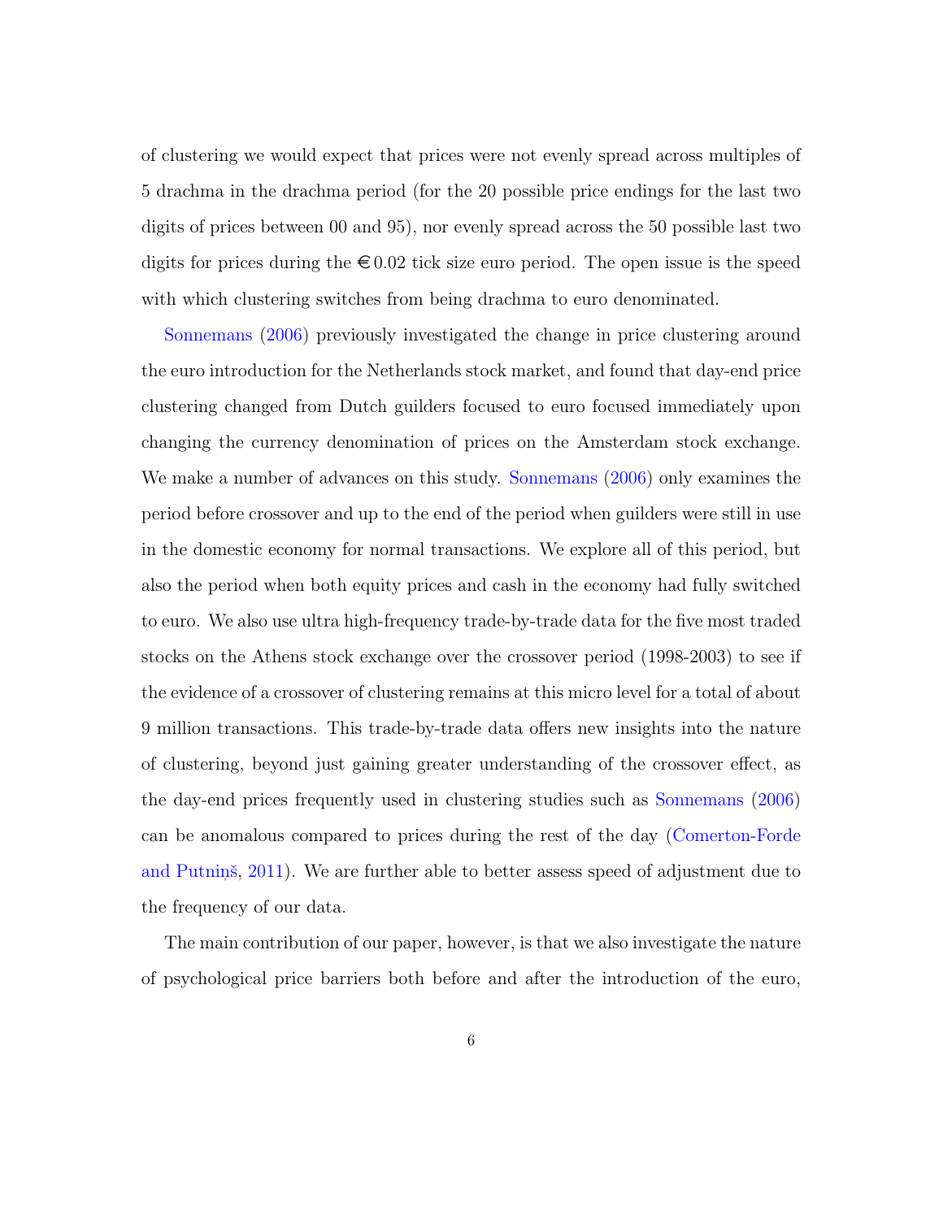of clustering we would expect that prices were not evenly spread across multiples of 5 drachma in the drachma period (for the 20 possible price endings for the last two digits of prices between 00 and 95), nor evenly spread across the 50 possible last two digits for prices during the €0.02 tick size euro period. The open issue is the speed with which clustering switches from being drachma to euro denominated.

Sonnemans (2006) previously investigated the change in price clustering around the euro introduction for the Netherlands stock market, and found that day-end price clustering changed from Dutch guilders focused to euro focused immediately upon changing the currency denomination of prices on the Amsterdam stock exchange. We make a number of advances on this study. Sonnemans (2006) only examines the period before crossover and up to the end of the period when guilders were still in use in the domestic economy for normal transactions. We explore all of this period, but also the period when both equity prices and cash in the economy had fully switched to euro. We also use ultra high-frequency trade-by-trade data for the five most traded stocks on the Athens stock exchange over the crossover period (1998-2003) to see if the evidence of a crossover of clustering remains at this micro level for a total of about 9 million transactions. This trade-by-trade data offers new insights into the nature of clustering, beyond just gaining greater understanding of the crossover effect, as the day-end prices frequently used in clustering studies such as Sonnemans (2006) can be anomalous compared to prices during the rest of the day (Comerton-Forde and Putniņš, 2011). We are further able to better assess speed of adjustment due to the frequency of our data.

The main contribution of our paper, however, is that we also investigate the nature of psychological price barriers both before and after the introduction of the euro,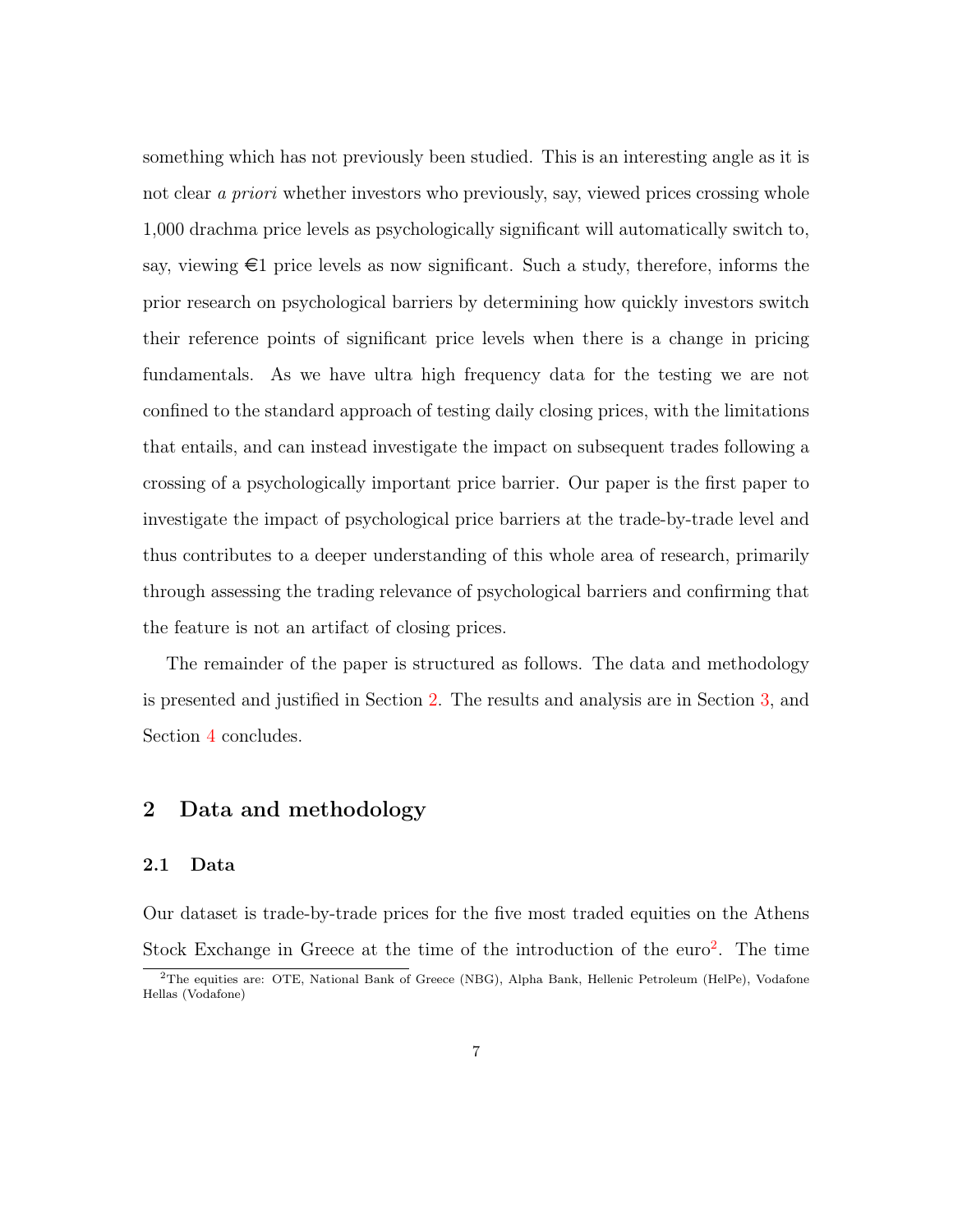something which has not previously been studied. This is an interesting angle as it is not clear *a priori* whether investors who previously, say, viewed prices crossing whole 1,000 drachma price levels as psychologically significant will automatically switch to, say, viewing €1 price levels as now significant. Such a study, therefore, informs the prior research on psychological barriers by determining how quickly investors switch their reference points of significant price levels when there is a change in pricing fundamentals. As we have ultra high frequency data for the testing we are not confined to the standard approach of testing daily closing prices, with the limitations that entails, and can instead investigate the impact on subsequent trades following a crossing of a psychologically important price barrier. Our paper is the first paper to investigate the impact of psychological price barriers at the trade-by-trade level and thus contributes to a deeper understanding of this whole area of research, primarily through assessing the trading relevance of psychological barriers and confirming that the feature is not an artifact of closing prices.

The remainder of the paper is structured as follows. The data and methodology is presented and justified in Section 2. The results and analysis are in Section 3, and Section 4 concludes.

## 2 Data and methodology

### 2.1 Data

Our dataset is trade-by-trade prices for the five most traded equities on the Athens Stock Exchange in Greece at the time of the introduction of the euro[2]. The time

[2] The equities are: OTE, National Bank of Greece (NBG), Alpha Bank, Hellenic Petroleum (HelPe), Vodafone Hellas (Vodafone)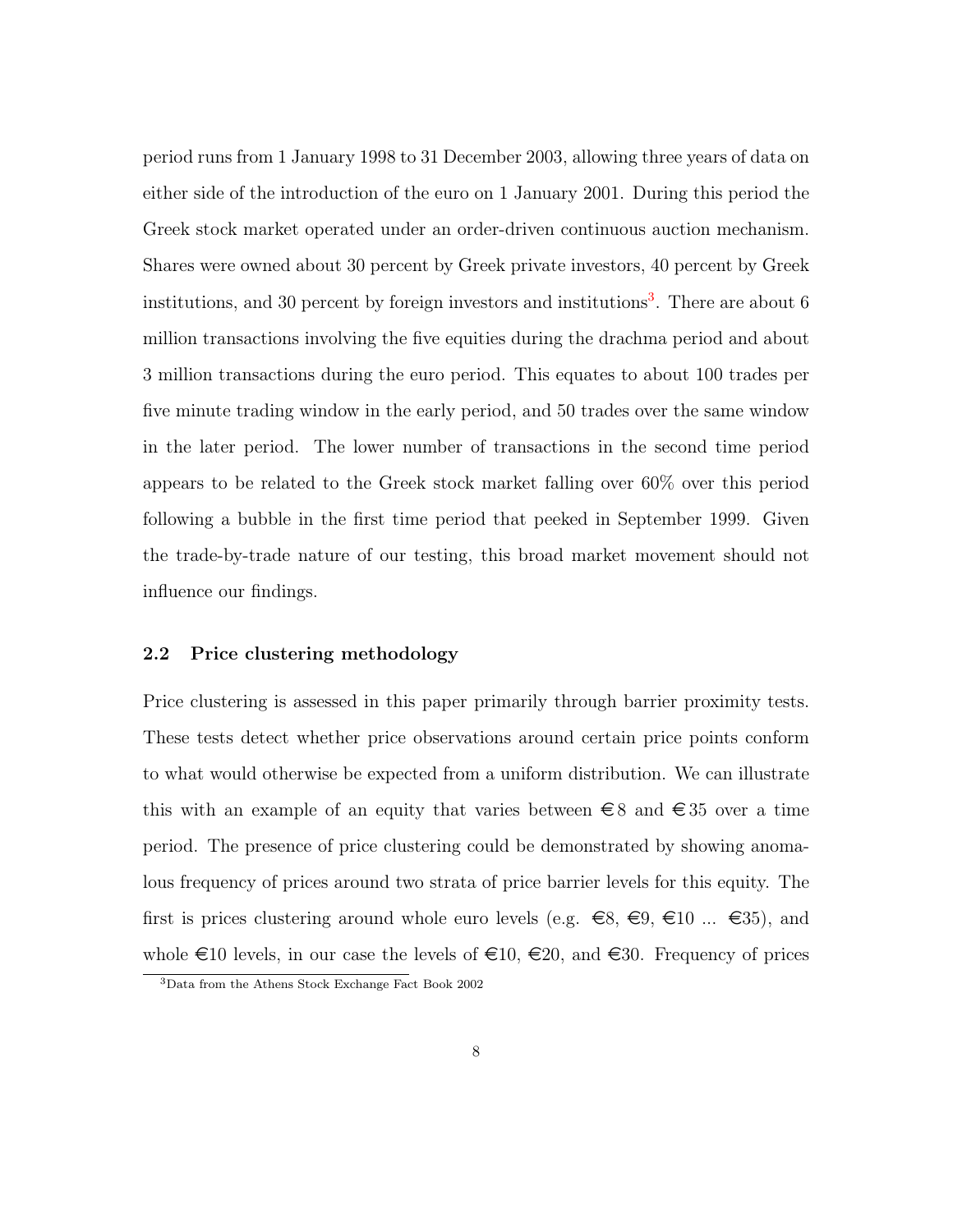period runs from 1 January 1998 to 31 December 2003, allowing three years of data on either side of the introduction of the euro on 1 January 2001. During this period the Greek stock market operated under an order-driven continuous auction mechanism. Shares were owned about 30 percent by Greek private investors, 40 percent by Greek institutions, and 30 percent by foreign investors and institutions[3]. There are about 6 million transactions involving the five equities during the drachma period and about 3 million transactions during the euro period. This equates to about 100 trades per five minute trading window in the early period, and 50 trades over the same window in the later period. The lower number of transactions in the second time period appears to be related to the Greek stock market falling over 60% over this period following a bubble in the first time period that peeked in September 1999. Given the trade-by-trade nature of our testing, this broad market movement should not influence our findings.

### 2.2 Price clustering methodology

Price clustering is assessed in this paper primarily through barrier proximity tests. These tests detect whether price observations around certain price points conform to what would otherwise be expected from a uniform distribution. We can illustrate this with an example of an equity that varies between €8 and €35 over a time period. The presence of price clustering could be demonstrated by showing anomalous frequency of prices around two strata of price barrier levels for this equity. The first is prices clustering around whole euro levels (e.g. €8, €9, €10 ... €35), and whole €10 levels, in our case the levels of €10, €20, and €30. Frequency of prices

[3] Data from the Athens Stock Exchange Fact Book 2002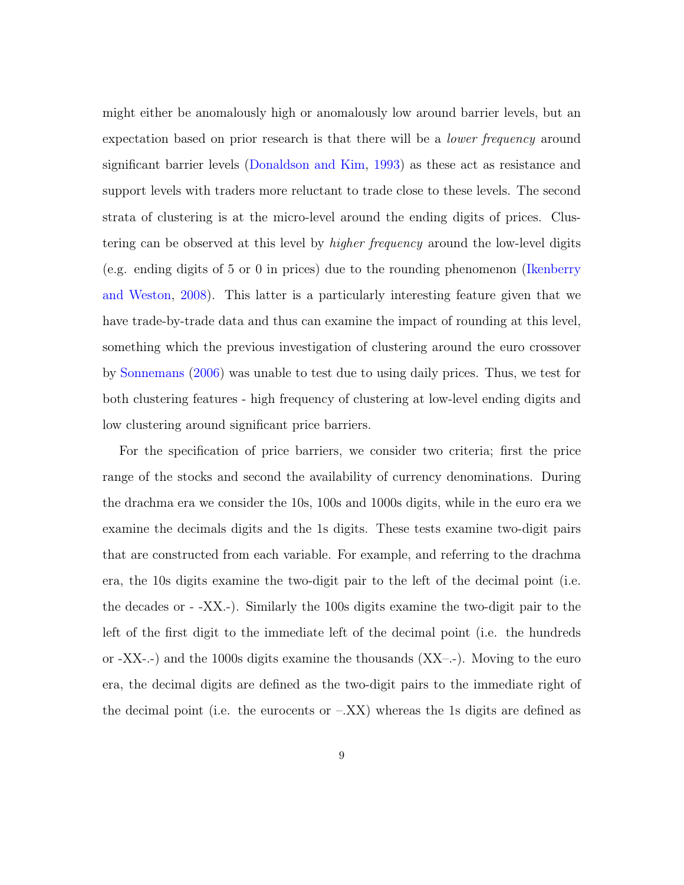might either be anomalously high or anomalously low around barrier levels, but an expectation based on prior research is that there will be a *lower frequency* around significant barrier levels (Donaldson and Kim, 1993) as these act as resistance and support levels with traders more reluctant to trade close to these levels. The second strata of clustering is at the micro-level around the ending digits of prices. Clustering can be observed at this level by *higher frequency* around the low-level digits (e.g. ending digits of 5 or 0 in prices) due to the rounding phenomenon (Ikenberry and Weston, 2008). This latter is a particularly interesting feature given that we have trade-by-trade data and thus can examine the impact of rounding at this level, something which the previous investigation of clustering around the euro crossover by Sonnemans (2006) was unable to test due to using daily prices. Thus, we test for both clustering features - high frequency of clustering at low-level ending digits and low clustering around significant price barriers.

For the specification of price barriers, we consider two criteria; first the price range of the stocks and second the availability of currency denominations. During the drachma era we consider the 10s, 100s and 1000s digits, while in the euro era we examine the decimals digits and the 1s digits. These tests examine two-digit pairs that are constructed from each variable. For example, and referring to the drachma era, the 10s digits examine the two-digit pair to the left of the decimal point (i.e. the decades or - -XX.-). Similarly the 100s digits examine the two-digit pair to the left of the first digit to the immediate left of the decimal point (i.e. the hundreds or -XX-.-) and the 1000s digits examine the thousands (XX–.-). Moving to the euro era, the decimal digits are defined as the two-digit pairs to the immediate right of the decimal point (i.e. the eurocents or –.XX) whereas the 1s digits are defined as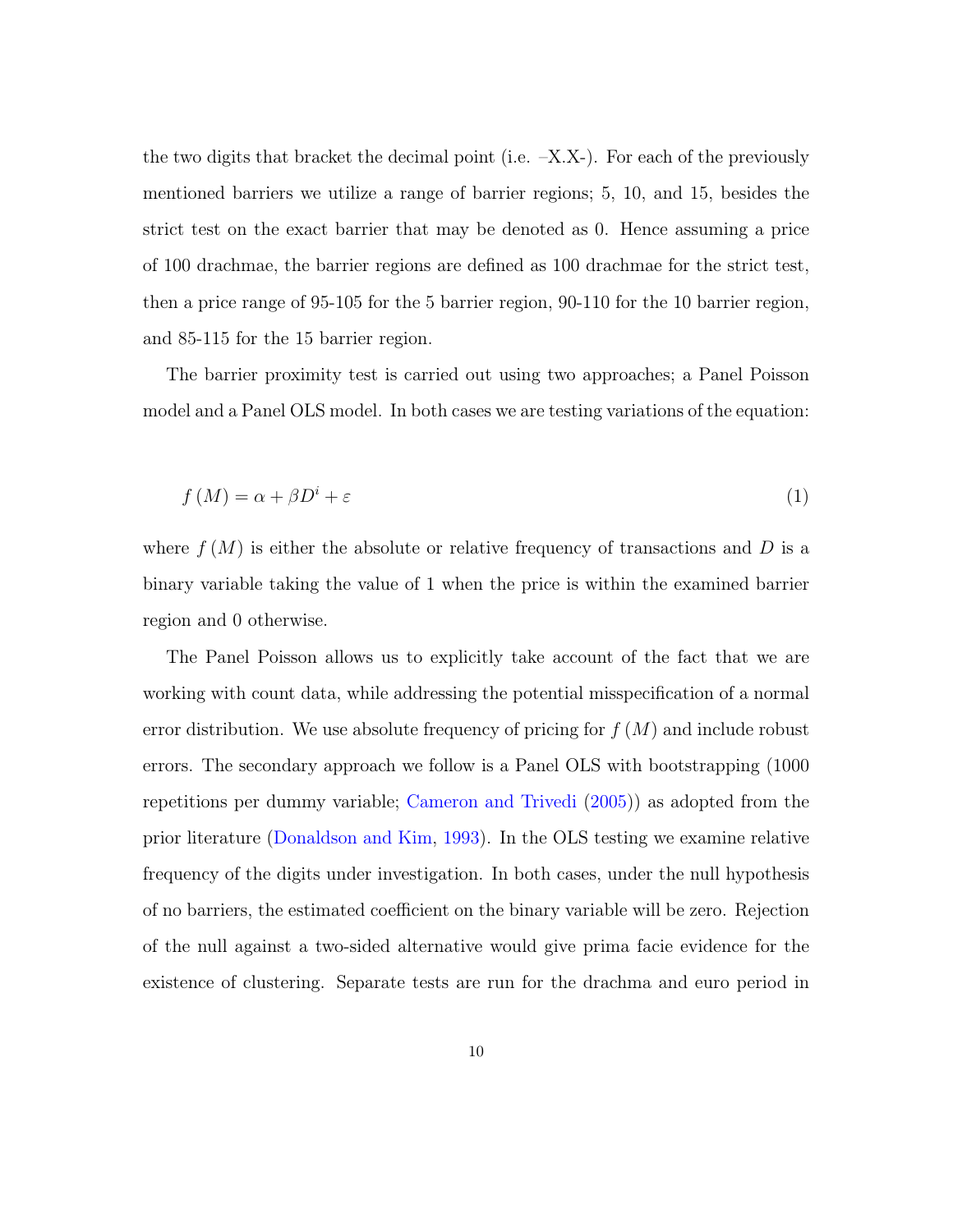the two digits that bracket the decimal point (i.e. –X.X-). For each of the previously mentioned barriers we utilize a range of barrier regions; 5, 10, and 15, besides the strict test on the exact barrier that may be denoted as 0. Hence assuming a price of 100 drachmae, the barrier regions are defined as 100 drachmae for the strict test, then a price range of 95-105 for the 5 barrier region, 90-110 for the 10 barrier region, and 85-115 for the 15 barrier region.

The barrier proximity test is carried out using two approaches; a Panel Poisson model and a Panel OLS model. In both cases we are testing variations of the equation:

$$f(M) = \alpha + \beta D^i + \varepsilon \tag{1}$$

where $f(M)$ is either the absolute or relative frequency of transactions and $D$ is a binary variable taking the value of 1 when the price is within the examined barrier region and 0 otherwise.

The Panel Poisson allows us to explicitly take account of the fact that we are working with count data, while addressing the potential misspecification of a normal error distribution. We use absolute frequency of pricing for $f(M)$ and include robust errors. The secondary approach we follow is a Panel OLS with bootstrapping (1000 repetitions per dummy variable; Cameron and Trivedi (2005)) as adopted from the prior literature (Donaldson and Kim, 1993). In the OLS testing we examine relative frequency of the digits under investigation. In both cases, under the null hypothesis of no barriers, the estimated coefficient on the binary variable will be zero. Rejection of the null against a two-sided alternative would give prima facie evidence for the existence of clustering. Separate tests are run for the drachma and euro period in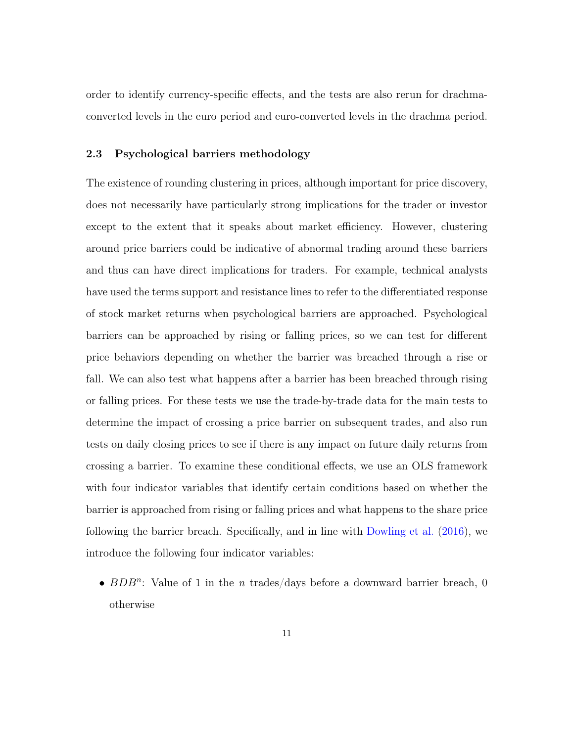order to identify currency-specific effects, and the tests are also rerun for drachma-converted levels in the euro period and euro-converted levels in the drachma period.

### 2.3 Psychological barriers methodology

The existence of rounding clustering in prices, although important for price discovery, does not necessarily have particularly strong implications for the trader or investor except to the extent that it speaks about market efficiency. However, clustering around price barriers could be indicative of abnormal trading around these barriers and thus can have direct implications for traders. For example, technical analysts have used the terms support and resistance lines to refer to the differentiated response of stock market returns when psychological barriers are approached. Psychological barriers can be approached by rising or falling prices, so we can test for different price behaviors depending on whether the barrier was breached through a rise or fall. We can also test what happens after a barrier has been breached through rising or falling prices. For these tests we use the trade-by-trade data for the main tests to determine the impact of crossing a price barrier on subsequent trades, and also run tests on daily closing prices to see if there is any impact on future daily returns from crossing a barrier. To examine these conditional effects, we use an OLS framework with four indicator variables that identify certain conditions based on whether the barrier is approached from rising or falling prices and what happens to the share price following the barrier breach. Specifically, and in line with Dowling et al. (2016), we introduce the following four indicator variables:

- $BDB^n$: Value of 1 in the $n$ trades/days before a downward barrier breach, 0 otherwise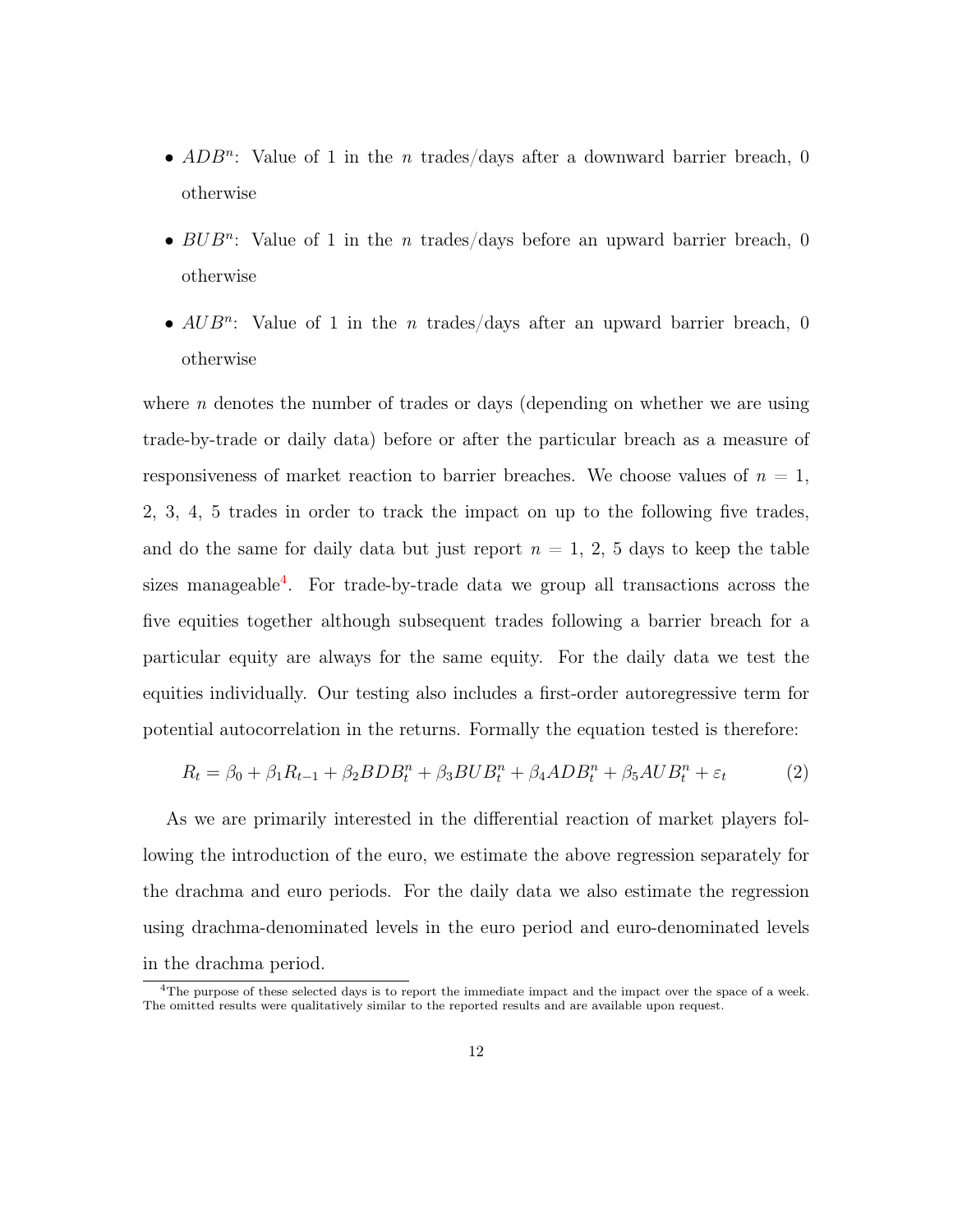- $ADB^n$: Value of 1 in the $n$ trades/days after a downward barrier breach, 0 otherwise
- $BUB^n$: Value of 1 in the $n$ trades/days before an upward barrier breach, 0 otherwise
- $AUB^n$: Value of 1 in the $n$ trades/days after an upward barrier breach, 0 otherwise

where $n$ denotes the number of trades or days (depending on whether we are using trade-by-trade or daily data) before or after the particular breach as a measure of responsiveness of market reaction to barrier breaches. We choose values of $n = 1$, 2, 3, 4, 5 trades in order to track the impact on up to the following five trades, and do the same for daily data but just report $n = 1$, 2, 5 days to keep the table sizes manageable[4]. For trade-by-trade data we group all transactions across the five equities together although subsequent trades following a barrier breach for a particular equity are always for the same equity. For the daily data we test the equities individually. Our testing also includes a first-order autoregressive term for potential autocorrelation in the returns. Formally the equation tested is therefore:

$$R_t = \beta_0 + \beta_1 R_{t-1} + \beta_2 BDB_t^n + \beta_3 BUB_t^n + \beta_4 ADB_t^n + \beta_5 AUB_t^n + \varepsilon_t \qquad (2)$$

As we are primarily interested in the differential reaction of market players following the introduction of the euro, we estimate the above regression separately for the drachma and euro periods. For the daily data we also estimate the regression using drachma-denominated levels in the euro period and euro-denominated levels in the drachma period.

[4] The purpose of these selected days is to report the immediate impact and the impact over the space of a week. The omitted results were qualitatively similar to the reported results and are available upon request.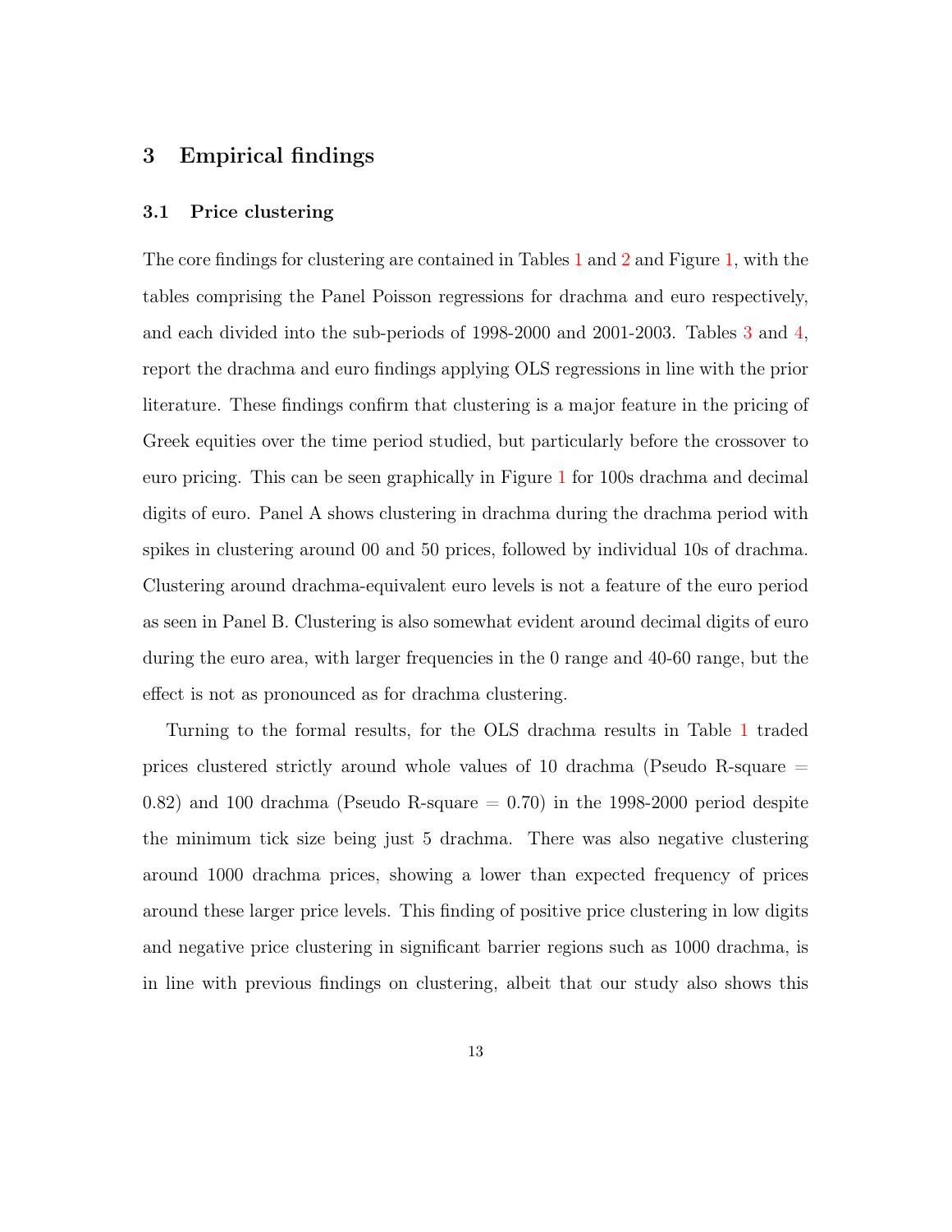## 3 Empirical findings

### 3.1 Price clustering

The core findings for clustering are contained in Tables 1 and 2 and Figure 1, with the tables comprising the Panel Poisson regressions for drachma and euro respectively, and each divided into the sub-periods of 1998-2000 and 2001-2003. Tables 3 and 4, report the drachma and euro findings applying OLS regressions in line with the prior literature. These findings confirm that clustering is a major feature in the pricing of Greek equities over the time period studied, but particularly before the crossover to euro pricing. This can be seen graphically in Figure 1 for 100s drachma and decimal digits of euro. Panel A shows clustering in drachma during the drachma period with spikes in clustering around 00 and 50 prices, followed by individual 10s of drachma. Clustering around drachma-equivalent euro levels is not a feature of the euro period as seen in Panel B. Clustering is also somewhat evident around decimal digits of euro during the euro area, with larger frequencies in the 0 range and 40-60 range, but the effect is not as pronounced as for drachma clustering.

Turning to the formal results, for the OLS drachma results in Table 1 traded prices clustered strictly around whole values of 10 drachma (Pseudo R-square = 0.82) and 100 drachma (Pseudo R-square = 0.70) in the 1998-2000 period despite the minimum tick size being just 5 drachma. There was also negative clustering around 1000 drachma prices, showing a lower than expected frequency of prices around these larger price levels. This finding of positive price clustering in low digits and negative price clustering in significant barrier regions such as 1000 drachma, is in line with previous findings on clustering, albeit that our study also shows this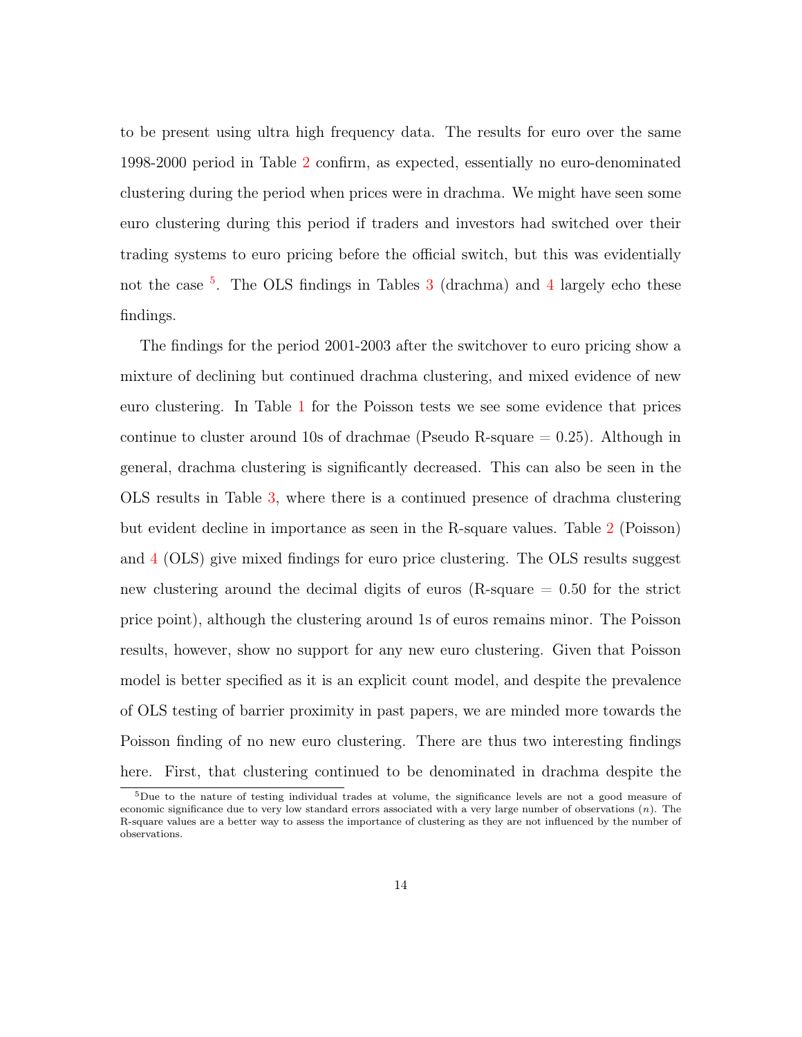to be present using ultra high frequency data. The results for euro over the same 1998-2000 period in Table 2 confirm, as expected, essentially no euro-denominated clustering during the period when prices were in drachma. We might have seen some euro clustering during this period if traders and investors had switched over their trading systems to euro pricing before the official switch, but this was evidentially not the case [5]. The OLS findings in Tables 3 (drachma) and 4 largely echo these findings.

The findings for the period 2001-2003 after the switchover to euro pricing show a mixture of declining but continued drachma clustering, and mixed evidence of new euro clustering. In Table 1 for the Poisson tests we see some evidence that prices continue to cluster around 10s of drachmae (Pseudo R-square = 0.25). Although in general, drachma clustering is significantly decreased. This can also be seen in the OLS results in Table 3, where there is a continued presence of drachma clustering but evident decline in importance as seen in the R-square values. Table 2 (Poisson) and 4 (OLS) give mixed findings for euro price clustering. The OLS results suggest new clustering around the decimal digits of euros (R-square = 0.50 for the strict price point), although the clustering around 1s of euros remains minor. The Poisson results, however, show no support for any new euro clustering. Given that Poisson model is better specified as it is an explicit count model, and despite the prevalence of OLS testing of barrier proximity in past papers, we are minded more towards the Poisson finding of no new euro clustering. There are thus two interesting findings here. First, that clustering continued to be denominated in drachma despite the

[5] Due to the nature of testing individual trades at volume, the significance levels are not a good measure of economic significance due to very low standard errors associated with a very large number of observations ($n$). The R-square values are a better way to assess the importance of clustering as they are not influenced by the number of observations.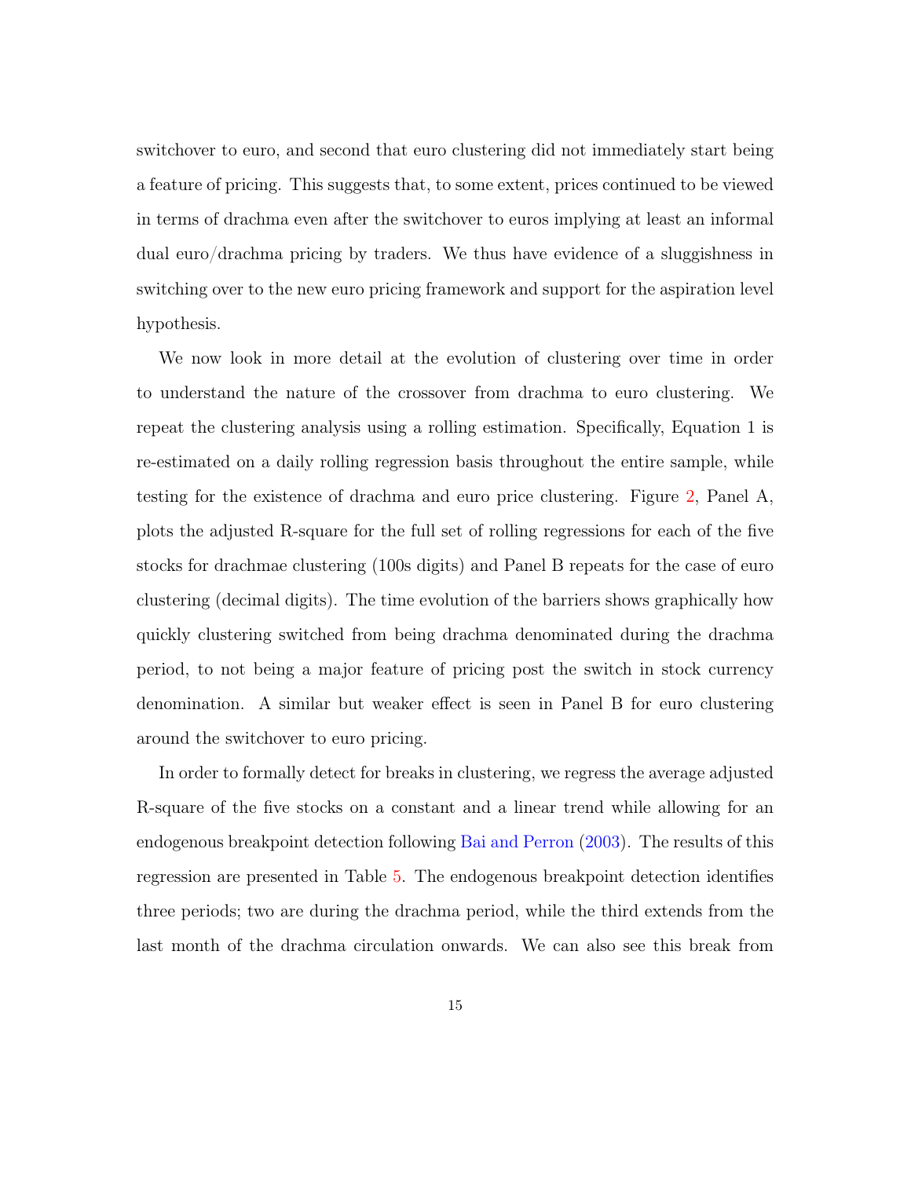switchover to euro, and second that euro clustering did not immediately start being a feature of pricing. This suggests that, to some extent, prices continued to be viewed in terms of drachma even after the switchover to euros implying at least an informal dual euro/drachma pricing by traders. We thus have evidence of a sluggishness in switching over to the new euro pricing framework and support for the aspiration level hypothesis.

We now look in more detail at the evolution of clustering over time in order to understand the nature of the crossover from drachma to euro clustering. We repeat the clustering analysis using a rolling estimation. Specifically, Equation 1 is re-estimated on a daily rolling regression basis throughout the entire sample, while testing for the existence of drachma and euro price clustering. Figure 2, Panel A, plots the adjusted R-square for the full set of rolling regressions for each of the five stocks for drachmae clustering (100s digits) and Panel B repeats for the case of euro clustering (decimal digits). The time evolution of the barriers shows graphically how quickly clustering switched from being drachma denominated during the drachma period, to not being a major feature of pricing post the switch in stock currency denomination. A similar but weaker effect is seen in Panel B for euro clustering around the switchover to euro pricing.

In order to formally detect for breaks in clustering, we regress the average adjusted R-square of the five stocks on a constant and a linear trend while allowing for an endogenous breakpoint detection following Bai and Perron (2003). The results of this regression are presented in Table 5. The endogenous breakpoint detection identifies three periods; two are during the drachma period, while the third extends from the last month of the drachma circulation onwards. We can also see this break from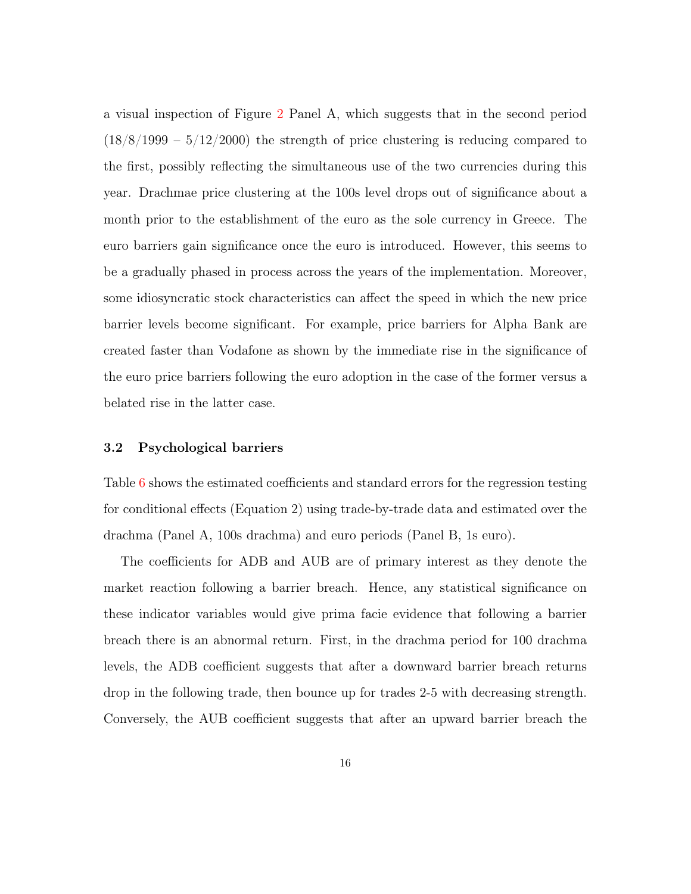a visual inspection of Figure 2 Panel A, which suggests that in the second period (18/8/1999 – 5/12/2000) the strength of price clustering is reducing compared to the first, possibly reflecting the simultaneous use of the two currencies during this year. Drachmae price clustering at the 100s level drops out of significance about a month prior to the establishment of the euro as the sole currency in Greece. The euro barriers gain significance once the euro is introduced. However, this seems to be a gradually phased in process across the years of the implementation. Moreover, some idiosyncratic stock characteristics can affect the speed in which the new price barrier levels become significant. For example, price barriers for Alpha Bank are created faster than Vodafone as shown by the immediate rise in the significance of the euro price barriers following the euro adoption in the case of the former versus a belated rise in the latter case.

### 3.2 Psychological barriers

Table 6 shows the estimated coefficients and standard errors for the regression testing for conditional effects (Equation 2) using trade-by-trade data and estimated over the drachma (Panel A, 100s drachma) and euro periods (Panel B, 1s euro).

The coefficients for ADB and AUB are of primary interest as they denote the market reaction following a barrier breach. Hence, any statistical significance on these indicator variables would give prima facie evidence that following a barrier breach there is an abnormal return. First, in the drachma period for 100 drachma levels, the ADB coefficient suggests that after a downward barrier breach returns drop in the following trade, then bounce up for trades 2-5 with decreasing strength. Conversely, the AUB coefficient suggests that after an upward barrier breach the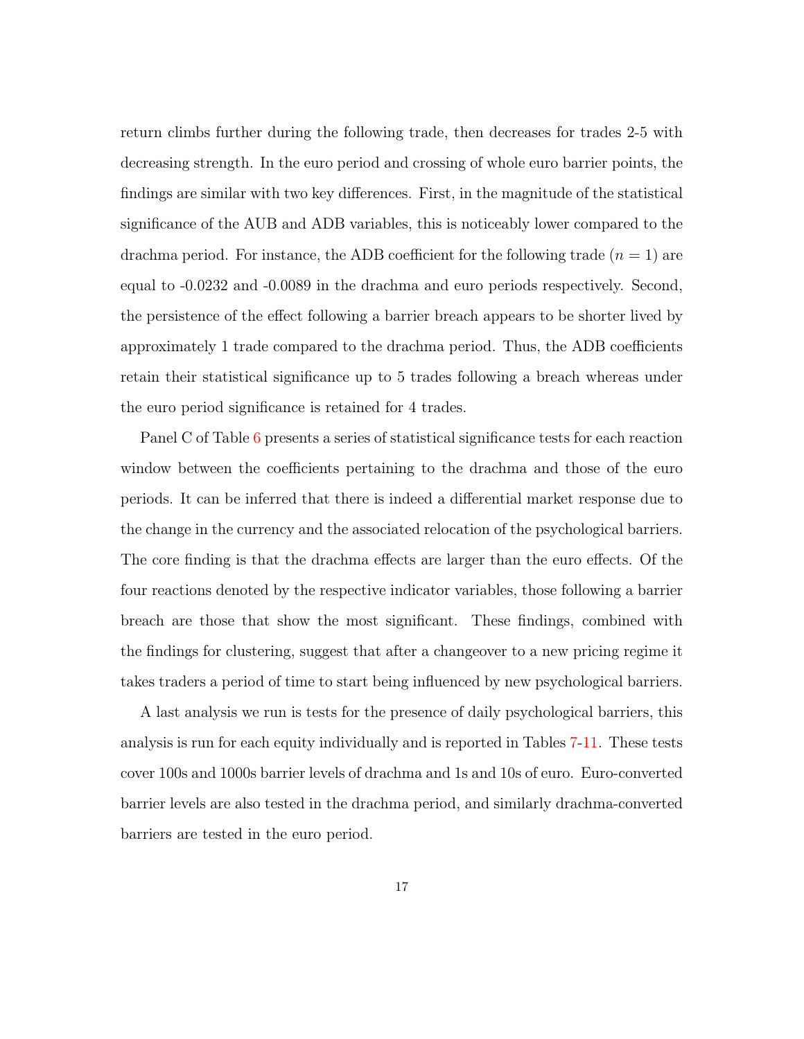return climbs further during the following trade, then decreases for trades 2-5 with decreasing strength. In the euro period and crossing of whole euro barrier points, the findings are similar with two key differences. First, in the magnitude of the statistical significance of the AUB and ADB variables, this is noticeably lower compared to the drachma period. For instance, the ADB coefficient for the following trade ($n = 1$) are equal to -0.0232 and -0.0089 in the drachma and euro periods respectively. Second, the persistence of the effect following a barrier breach appears to be shorter lived by approximately 1 trade compared to the drachma period. Thus, the ADB coefficients retain their statistical significance up to 5 trades following a breach whereas under the euro period significance is retained for 4 trades.

Panel C of Table 6 presents a series of statistical significance tests for each reaction window between the coefficients pertaining to the drachma and those of the euro periods. It can be inferred that there is indeed a differential market response due to the change in the currency and the associated relocation of the psychological barriers. The core finding is that the drachma effects are larger than the euro effects. Of the four reactions denoted by the respective indicator variables, those following a barrier breach are those that show the most significant. These findings, combined with the findings for clustering, suggest that after a changeover to a new pricing regime it takes traders a period of time to start being influenced by new psychological barriers.

A last analysis we run is tests for the presence of daily psychological barriers, this analysis is run for each equity individually and is reported in Tables 7-11. These tests cover 100s and 1000s barrier levels of drachma and 1s and 10s of euro. Euro-converted barrier levels are also tested in the drachma period, and similarly drachma-converted barriers are tested in the euro period.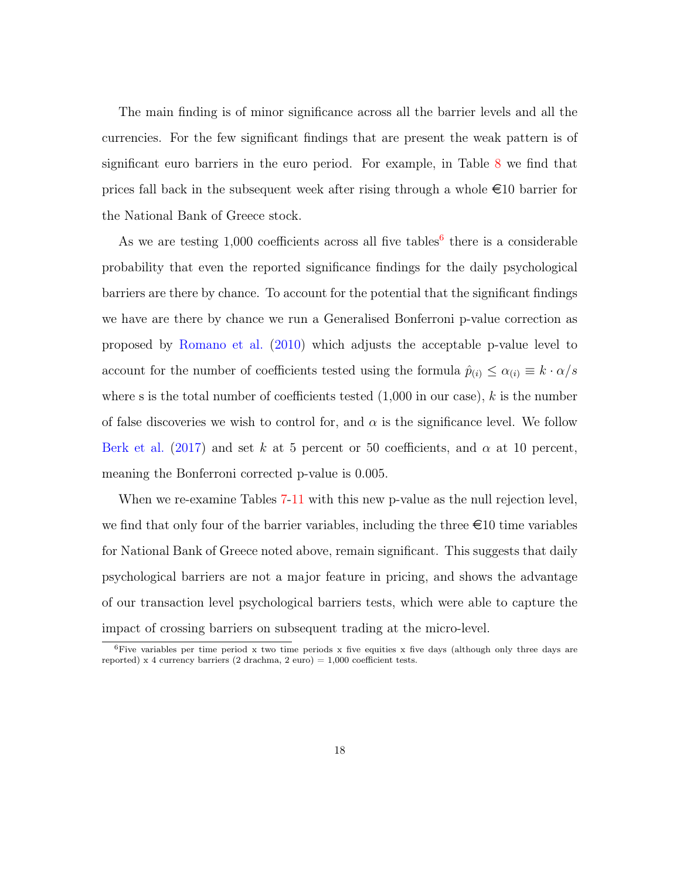The main finding is of minor significance across all the barrier levels and all the currencies. For the few significant findings that are present the weak pattern is of significant euro barriers in the euro period. For example, in Table 8 we find that prices fall back in the subsequent week after rising through a whole €10 barrier for the National Bank of Greece stock.

As we are testing 1,000 coefficients across all five tables[6] there is a considerable probability that even the reported significance findings for the daily psychological barriers are there by chance. To account for the potential that the significant findings we have are there by chance we run a Generalised Bonferroni p-value correction as proposed by Romano et al. (2010) which adjusts the acceptable p-value level to account for the number of coefficients tested using the formula $\hat{p}_{(i)} \leq \alpha_{(i)} \equiv k \cdot \alpha / s$ where s is the total number of coefficients tested (1,000 in our case), $k$ is the number of false discoveries we wish to control for, and $\alpha$ is the significance level. We follow Berk et al. (2017) and set $k$ at 5 percent or 50 coefficients, and $\alpha$ at 10 percent, meaning the Bonferroni corrected p-value is 0.005.

When we re-examine Tables 7-11 with this new p-value as the null rejection level, we find that only four of the barrier variables, including the three €10 time variables for National Bank of Greece noted above, remain significant. This suggests that daily psychological barriers are not a major feature in pricing, and shows the advantage of our transaction level psychological barriers tests, which were able to capture the impact of crossing barriers on subsequent trading at the micro-level.

[6] Five variables per time period x two time periods x five equities x five days (although only three days are reported) x 4 currency barriers (2 drachma, 2 euro) = 1,000 coefficient tests.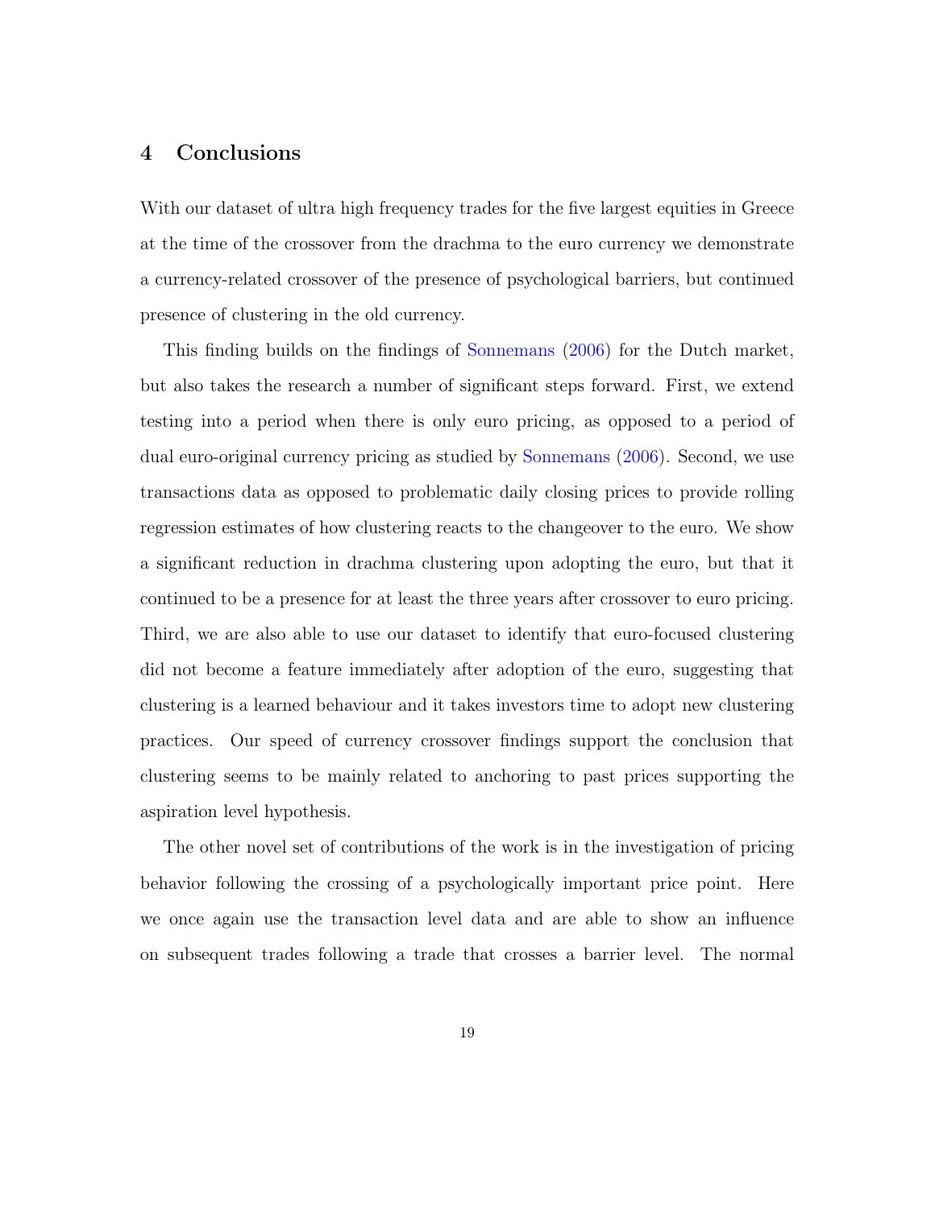## 4 Conclusions

With our dataset of ultra high frequency trades for the five largest equities in Greece at the time of the crossover from the drachma to the euro currency we demonstrate a currency-related crossover of the presence of psychological barriers, but continued presence of clustering in the old currency.

This finding builds on the findings of Sonnemans (2006) for the Dutch market, but also takes the research a number of significant steps forward. First, we extend testing into a period when there is only euro pricing, as opposed to a period of dual euro-original currency pricing as studied by Sonnemans (2006). Second, we use transactions data as opposed to problematic daily closing prices to provide rolling regression estimates of how clustering reacts to the changeover to the euro. We show a significant reduction in drachma clustering upon adopting the euro, but that it continued to be a presence for at least the three years after crossover to euro pricing. Third, we are also able to use our dataset to identify that euro-focused clustering did not become a feature immediately after adoption of the euro, suggesting that clustering is a learned behaviour and it takes investors time to adopt new clustering practices. Our speed of currency crossover findings support the conclusion that clustering seems to be mainly related to anchoring to past prices supporting the aspiration level hypothesis.

The other novel set of contributions of the work is in the investigation of pricing behavior following the crossing of a psychologically important price point. Here we once again use the transaction level data and are able to show an influence on subsequent trades following a trade that crosses a barrier level. The normal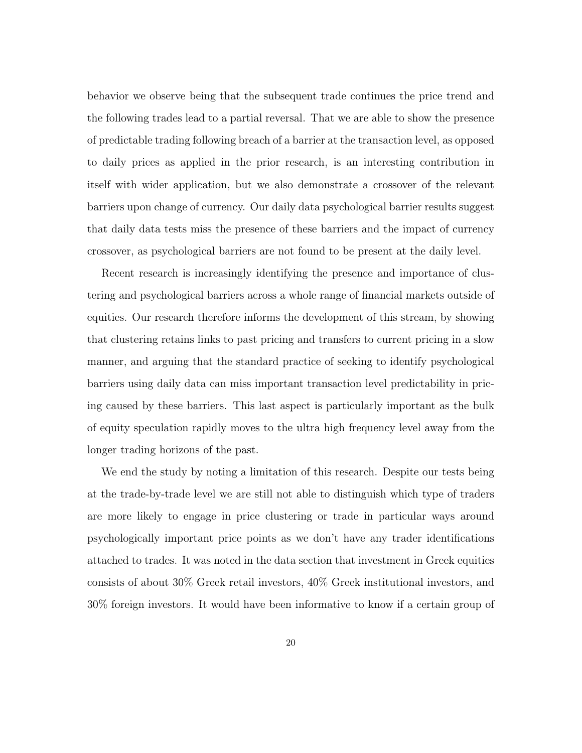behavior we observe being that the subsequent trade continues the price trend and the following trades lead to a partial reversal. That we are able to show the presence of predictable trading following breach of a barrier at the transaction level, as opposed to daily prices as applied in the prior research, is an interesting contribution in itself with wider application, but we also demonstrate a crossover of the relevant barriers upon change of currency. Our daily data psychological barrier results suggest that daily data tests miss the presence of these barriers and the impact of currency crossover, as psychological barriers are not found to be present at the daily level.

Recent research is increasingly identifying the presence and importance of clustering and psychological barriers across a whole range of financial markets outside of equities. Our research therefore informs the development of this stream, by showing that clustering retains links to past pricing and transfers to current pricing in a slow manner, and arguing that the standard practice of seeking to identify psychological barriers using daily data can miss important transaction level predictability in pricing caused by these barriers. This last aspect is particularly important as the bulk of equity speculation rapidly moves to the ultra high frequency level away from the longer trading horizons of the past.

We end the study by noting a limitation of this research. Despite our tests being at the trade-by-trade level we are still not able to distinguish which type of traders are more likely to engage in price clustering or trade in particular ways around psychologically important price points as we don't have any trader identifications attached to trades. It was noted in the data section that investment in Greek equities consists of about 30% Greek retail investors, 40% Greek institutional investors, and 30% foreign investors. It would have been informative to know if a certain group of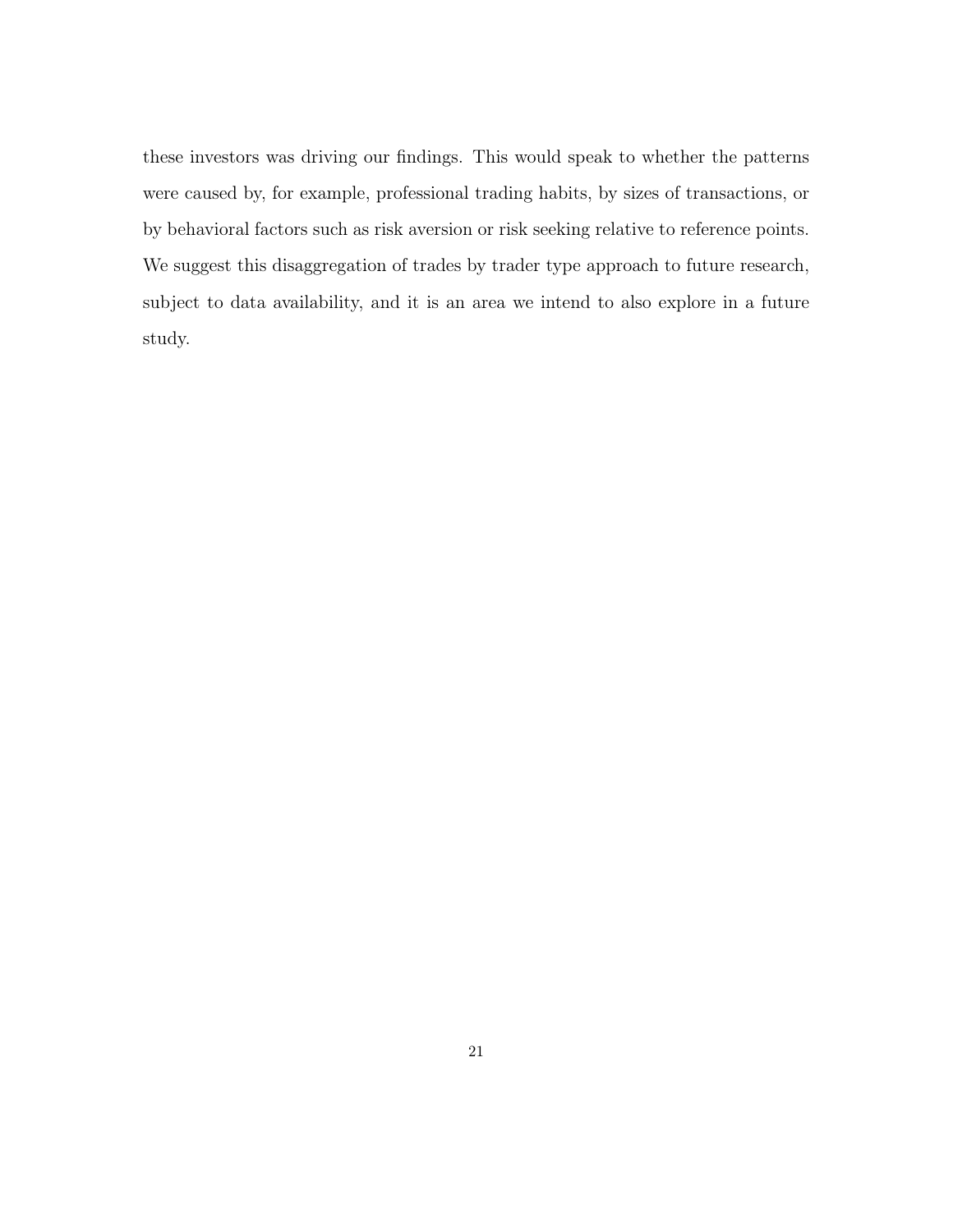these investors was driving our findings. This would speak to whether the patterns were caused by, for example, professional trading habits, by sizes of transactions, or by behavioral factors such as risk aversion or risk seeking relative to reference points. We suggest this disaggregation of trades by trader type approach to future research, subject to data availability, and it is an area we intend to also explore in a future study.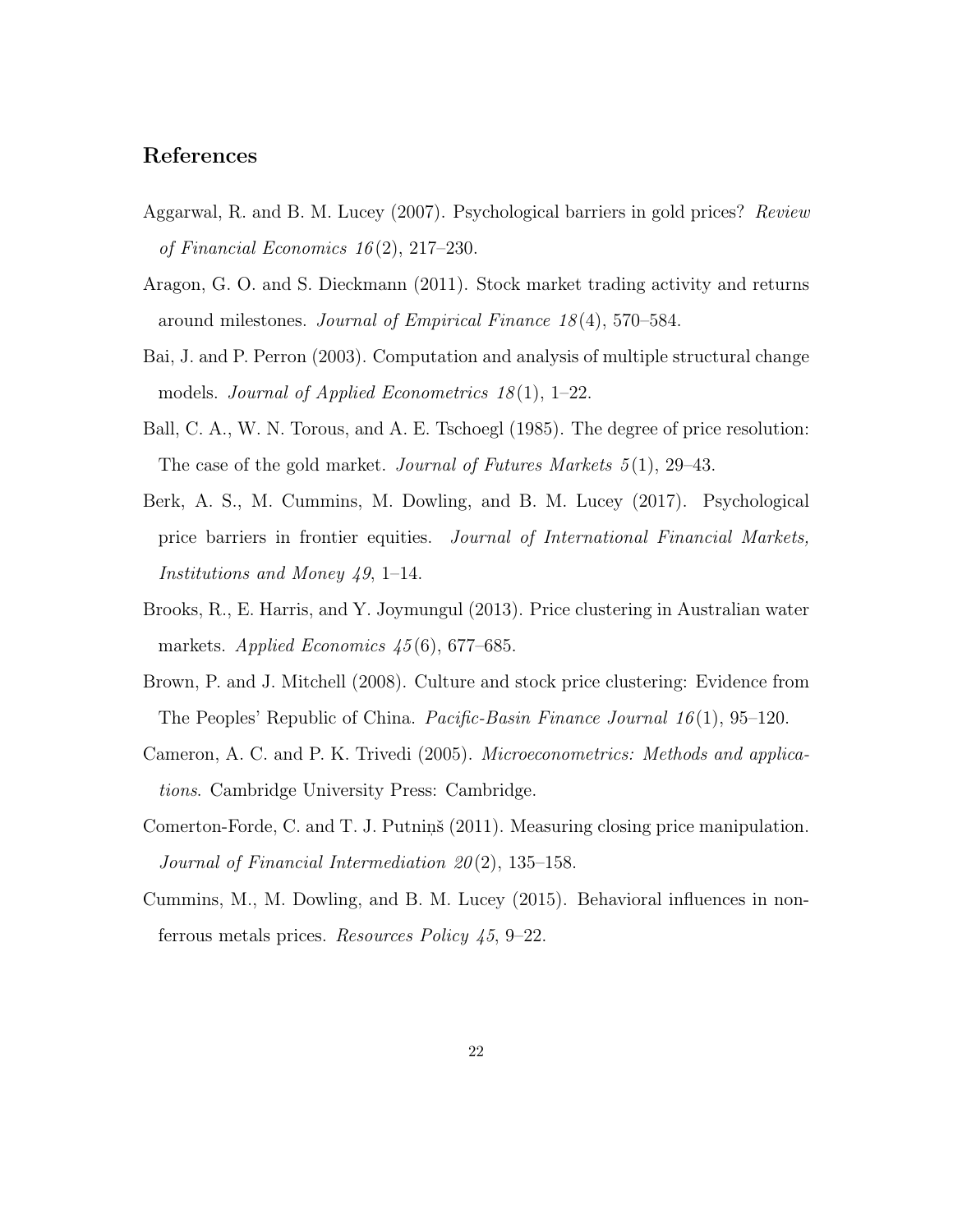## References

Aggarwal, R. and B. M. Lucey (2007). Psychological barriers in gold prices? *Review of Financial Economics 16*(2), 217–230.

Aragon, G. O. and S. Dieckmann (2011). Stock market trading activity and returns around milestones. *Journal of Empirical Finance 18*(4), 570–584.

Bai, J. and P. Perron (2003). Computation and analysis of multiple structural change models. *Journal of Applied Econometrics 18*(1), 1–22.

Ball, C. A., W. N. Torous, and A. E. Tschoegl (1985). The degree of price resolution: The case of the gold market. *Journal of Futures Markets 5*(1), 29–43.

Berk, A. S., M. Cummins, M. Dowling, and B. M. Lucey (2017). Psychological price barriers in frontier equities. *Journal of International Financial Markets, Institutions and Money 49*, 1–14.

Brooks, R., E. Harris, and Y. Joymungul (2013). Price clustering in Australian water markets. *Applied Economics 45*(6), 677–685.

Brown, P. and J. Mitchell (2008). Culture and stock price clustering: Evidence from The Peoples' Republic of China. *Pacific-Basin Finance Journal 16*(1), 95–120.

Cameron, A. C. and P. K. Trivedi (2005). *Microeconometrics: Methods and applications*. Cambridge University Press: Cambridge.

Comerton-Forde, C. and T. J. Putniņš (2011). Measuring closing price manipulation. *Journal of Financial Intermediation 20*(2), 135–158.

Cummins, M., M. Dowling, and B. M. Lucey (2015). Behavioral influences in non-ferrous metals prices. *Resources Policy 45*, 9–22.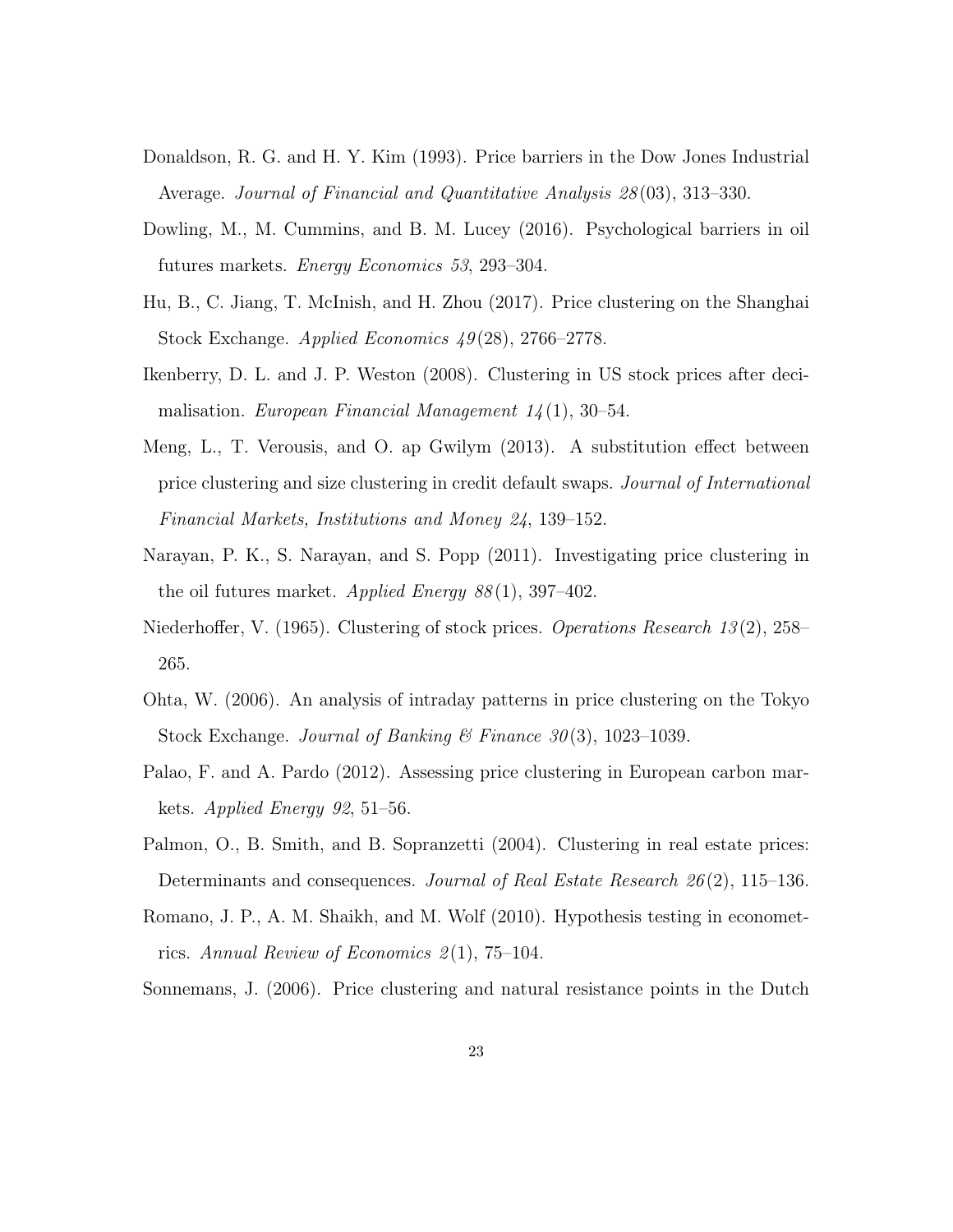Donaldson, R. G. and H. Y. Kim (1993). Price barriers in the Dow Jones Industrial Average. *Journal of Financial and Quantitative Analysis 28*(03), 313–330.

Dowling, M., M. Cummins, and B. M. Lucey (2016). Psychological barriers in oil futures markets. *Energy Economics 53*, 293–304.

Hu, B., C. Jiang, T. McInish, and H. Zhou (2017). Price clustering on the Shanghai Stock Exchange. *Applied Economics 49*(28), 2766–2778.

Ikenberry, D. L. and J. P. Weston (2008). Clustering in US stock prices after decimalisation. *European Financial Management 14*(1), 30–54.

Meng, L., T. Verousis, and O. ap Gwilym (2013). A substitution effect between price clustering and size clustering in credit default swaps. *Journal of International Financial Markets, Institutions and Money 24*, 139–152.

Narayan, P. K., S. Narayan, and S. Popp (2011). Investigating price clustering in the oil futures market. *Applied Energy 88*(1), 397–402.

Niederhoffer, V. (1965). Clustering of stock prices. *Operations Research 13*(2), 258–265.

Ohta, W. (2006). An analysis of intraday patterns in price clustering on the Tokyo Stock Exchange. *Journal of Banking & Finance 30*(3), 1023–1039.

Palao, F. and A. Pardo (2012). Assessing price clustering in European carbon markets. *Applied Energy 92*, 51–56.

Palmon, O., B. Smith, and B. Sopranzetti (2004). Clustering in real estate prices: Determinants and consequences. *Journal of Real Estate Research 26*(2), 115–136.

Romano, J. P., A. M. Shaikh, and M. Wolf (2010). Hypothesis testing in econometrics. *Annual Review of Economics 2*(1), 75–104.

Sonnemans, J. (2006). Price clustering and natural resistance points in the Dutch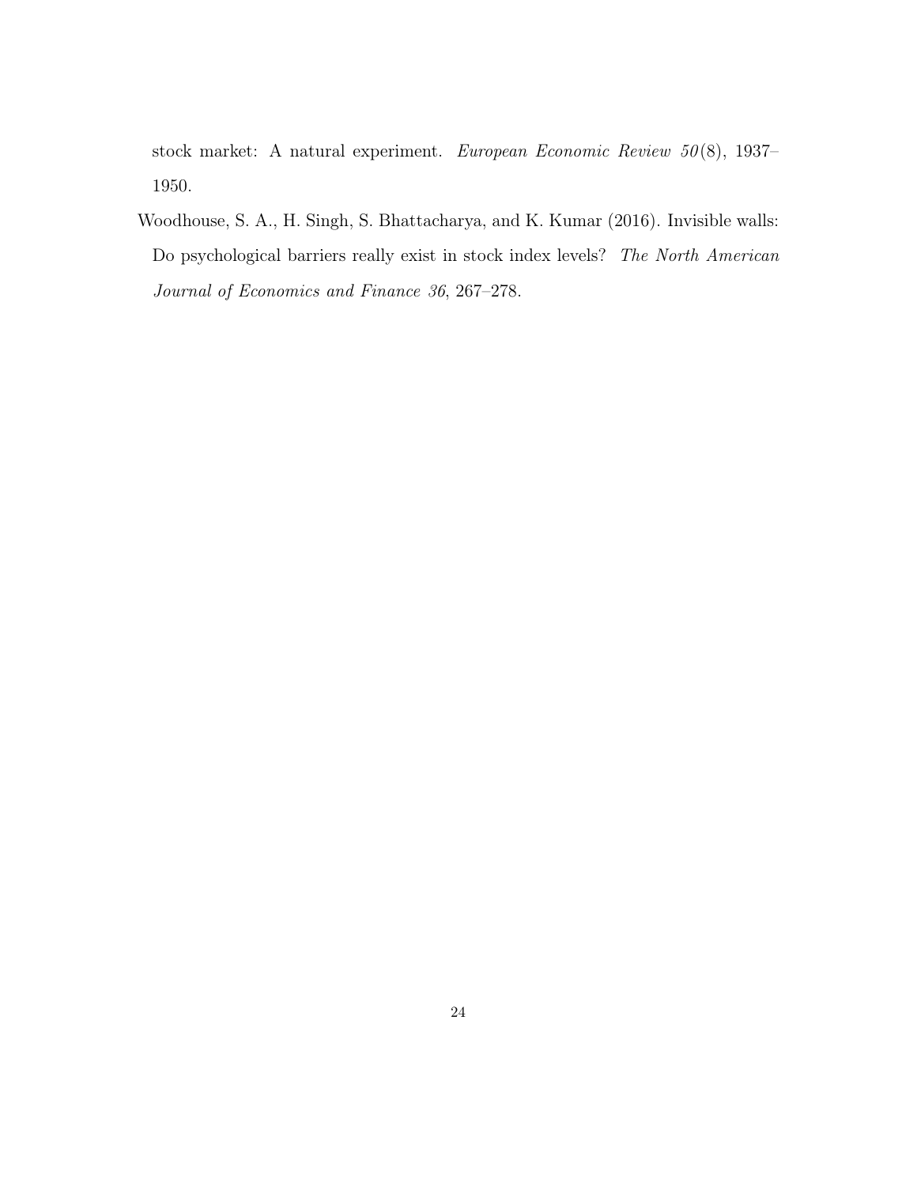stock market: A natural experiment. *European Economic Review 50*(8), 1937–1950.

Woodhouse, S. A., H. Singh, S. Bhattacharya, and K. Kumar (2016). Invisible walls: Do psychological barriers really exist in stock index levels? *The North American Journal of Economics and Finance 36*, 267–278.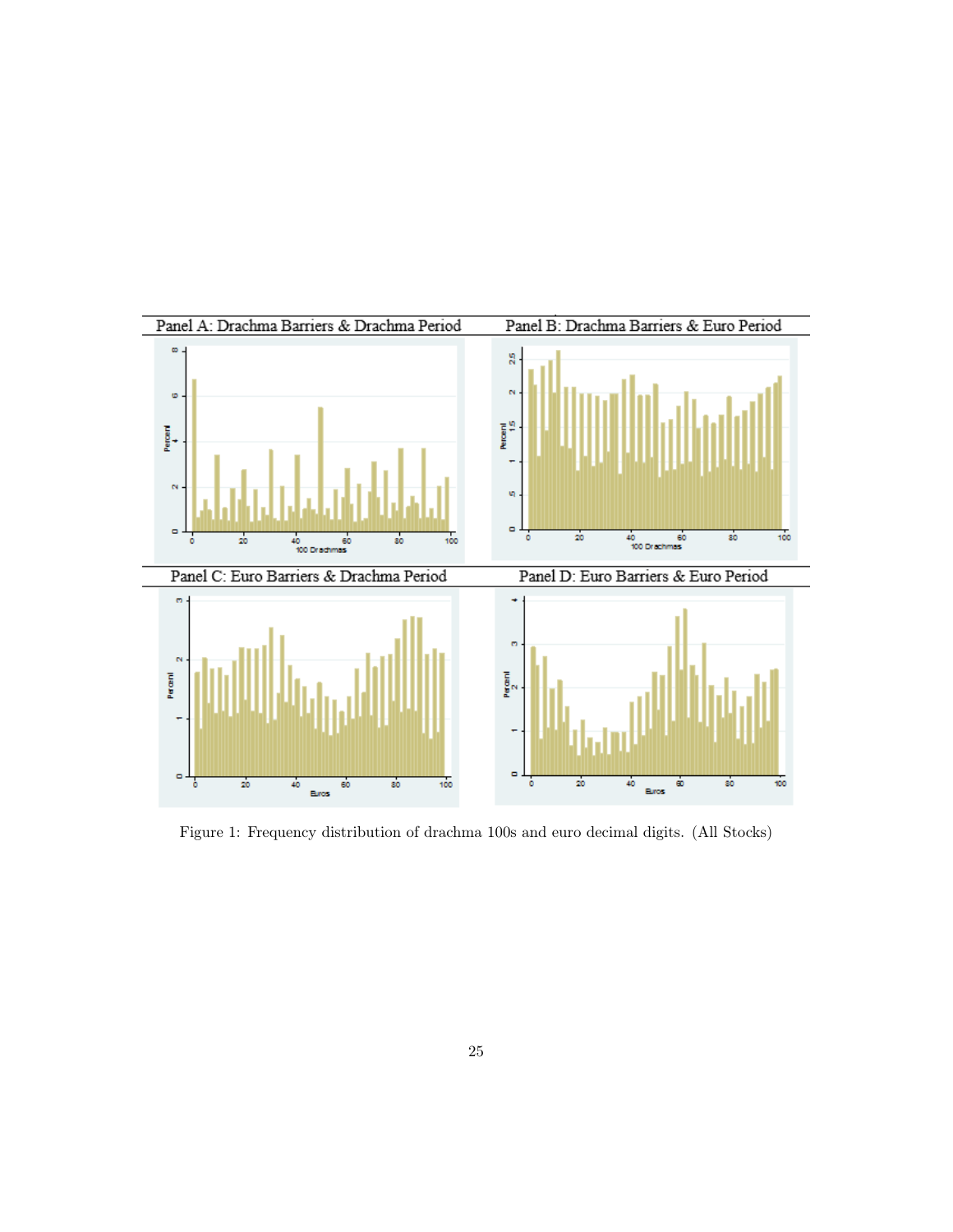Panel A: Drachma Barriers & Drachma Period

Panel B: Drachma Barriers & Euro Period

Panel C: Euro Barriers & Drachma Period

Panel D: Euro Barriers & Euro Period

Figure 1: Frequency distribution of drachma 100s and euro decimal digits. (All Stocks)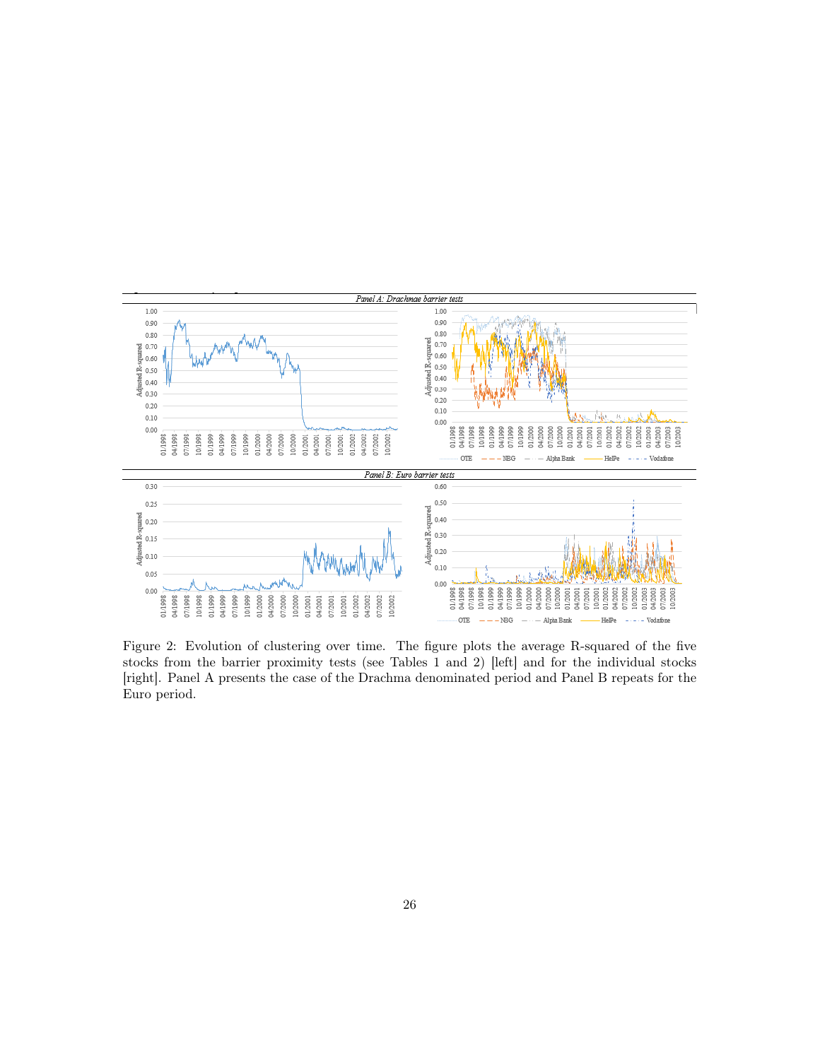*Panel A: Drachmae barrier tests*

*Panel B: Euro barrier tests*

Figure 2: Evolution of clustering over time. The figure plots the average R-squared of the five stocks from the barrier proximity tests (see Tables 1 and 2) [left] and for the individual stocks [right]. Panel A presents the case of the Drachma denominated period and Panel B repeats for the Euro period.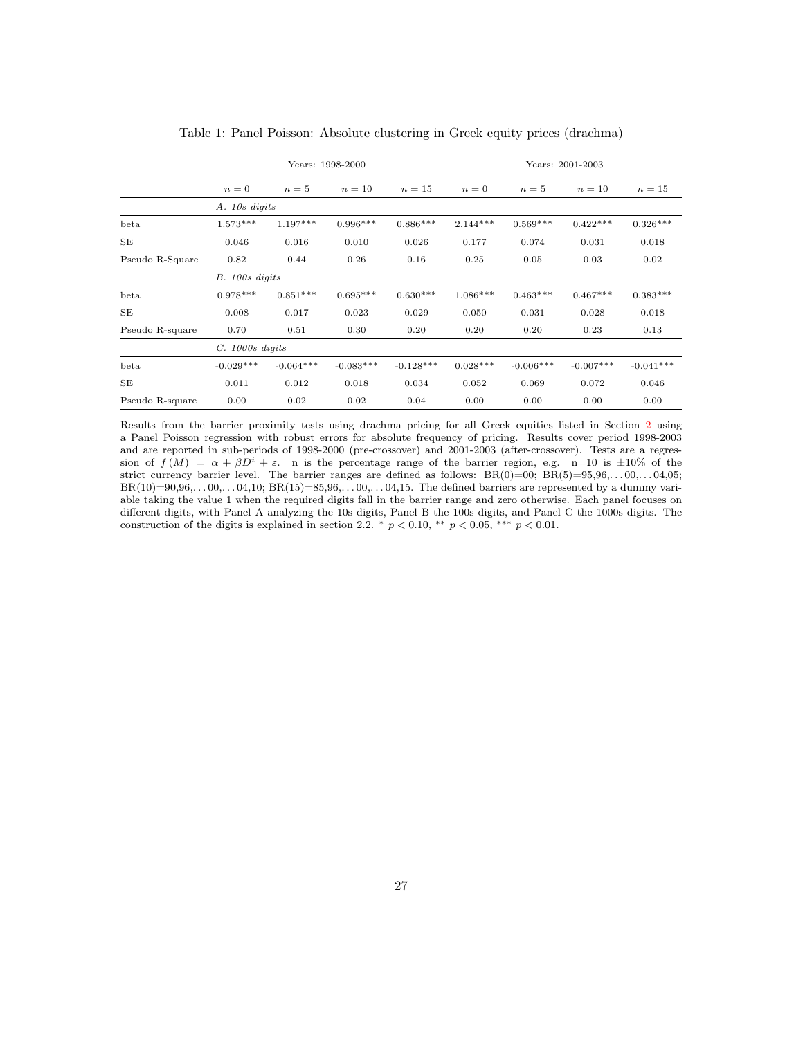Table 1: Panel Poisson: Absolute clustering in Greek equity prices (drachma)

| | Years: 1998-2000 | | | | Years: 2001-2003 | | | |
|---|---|---|---|---|---|---|---|---|
| | $n = 0$ | $n = 5$ | $n = 10$ | $n = 15$ | $n = 0$ | $n = 5$ | $n = 10$ | $n = 15$ |
| | *A. 10s digits* | | | | | | | |
| beta | 1.573*** | 1.197*** | 0.996*** | 0.886*** | 2.144*** | 0.569*** | 0.422*** | 0.326*** |
| SE | 0.046 | 0.016 | 0.010 | 0.026 | 0.177 | 0.074 | 0.031 | 0.018 |
| Pseudo R-Square | 0.82 | 0.44 | 0.26 | 0.16 | 0.25 | 0.05 | 0.03 | 0.02 |
| | *B. 100s digits* | | | | | | | |
| beta | 0.978*** | 0.851*** | 0.695*** | 0.630*** | 1.086*** | 0.463*** | 0.467*** | 0.383*** |
| SE | 0.008 | 0.017 | 0.023 | 0.029 | 0.050 | 0.031 | 0.028 | 0.018 |
| Pseudo R-square | 0.70 | 0.51 | 0.30 | 0.20 | 0.20 | 0.20 | 0.23 | 0.13 |
| | *C. 1000s digits* | | | | | | | |
| beta | -0.029*** | -0.064*** | -0.083*** | -0.128*** | 0.028*** | -0.006*** | -0.007*** | -0.041*** |
| SE | 0.011 | 0.012 | 0.018 | 0.034 | 0.052 | 0.069 | 0.072 | 0.046 |
| Pseudo R-square | 0.00 | 0.02 | 0.02 | 0.04 | 0.00 | 0.00 | 0.00 | 0.00 |

Results from the barrier proximity tests using drachma pricing for all Greek equities listed in Section 2 using a Panel Poisson regression with robust errors for absolute frequency of pricing. Results cover period 1998-2003 and are reported in sub-periods of 1998-2000 (pre-crossover) and 2001-2003 (after-crossover). Tests are a regression of $f(M) = \alpha + \beta D^i + \varepsilon$. n is the percentage range of the barrier region, e.g. n=10 is ±10% of the strict currency barrier level. The barrier ranges are defined as follows: BR(0)=00; BR(5)=95,96,...00,...04,05; BR(10)=90,96,...00,...04,10; BR(15)=85,96,...00,...04,15. The defined barriers are represented by a dummy variable taking the value 1 when the required digits fall in the barrier range and zero otherwise. Each panel focuses on different digits, with Panel A analyzing the 10s digits, Panel B the 100s digits, and Panel C the 1000s digits. The construction of the digits is explained in section 2.2. * $p < 0.10$, ** $p < 0.05$, *** $p < 0.01$.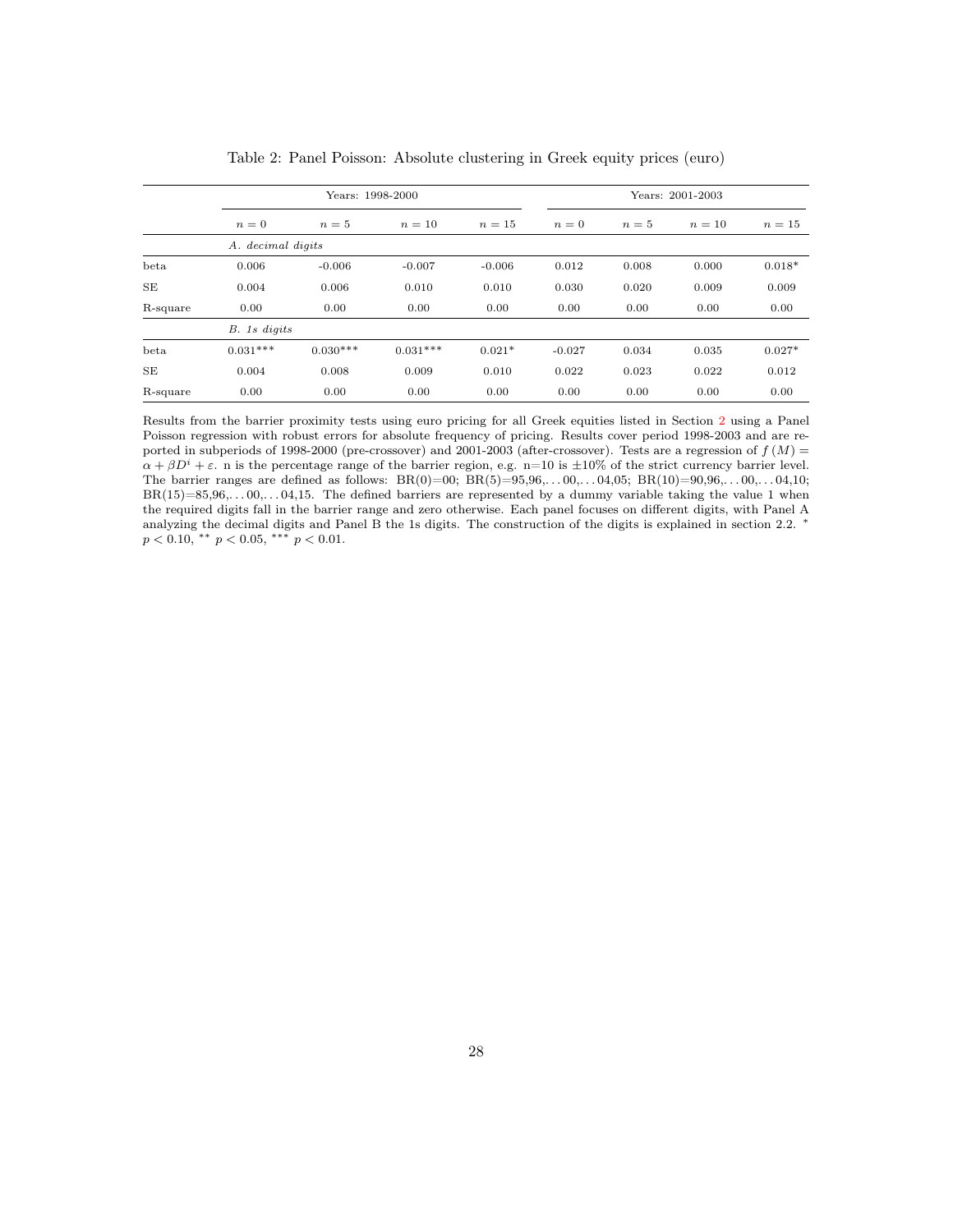Table 2: Panel Poisson: Absolute clustering in Greek equity prices (euro)

| | Years: 1998-2000 | | | | Years: 2001-2003 | | | |
|---|---|---|---|---|---|---|---|---|
| | $n = 0$ | $n = 5$ | $n = 10$ | $n = 15$ | $n = 0$ | $n = 5$ | $n = 10$ | $n = 15$ |
| | *A. decimal digits* | | | | | | | |
| beta | 0.006 | -0.006 | -0.007 | -0.006 | 0.012 | 0.008 | 0.000 | 0.018* |
| SE | 0.004 | 0.006 | 0.010 | 0.010 | 0.030 | 0.020 | 0.009 | 0.009 |
| R-square | 0.00 | 0.00 | 0.00 | 0.00 | 0.00 | 0.00 | 0.00 | 0.00 |
| | *B. 1s digits* | | | | | | | |
| beta | 0.031*** | 0.030*** | 0.031*** | 0.021* | -0.027 | 0.034 | 0.035 | 0.027* |
| SE | 0.004 | 0.008 | 0.009 | 0.010 | 0.022 | 0.023 | 0.022 | 0.012 |
| R-square | 0.00 | 0.00 | 0.00 | 0.00 | 0.00 | 0.00 | 0.00 | 0.00 |

Results from the barrier proximity tests using euro pricing for all Greek equities listed in Section 2 using a Panel Poisson regression with robust errors for absolute frequency of pricing. Results cover period 1998-2003 and are reported in subperiods of 1998-2000 (pre-crossover) and 2001-2003 (after-crossover). Tests are a regression of $f(M) = \alpha + \beta D^i + \varepsilon$. n is the percentage range of the barrier region, e.g. n=10 is $\pm 10\%$ of the strict currency barrier level. The barrier ranges are defined as follows: BR(0)=00; BR(5)=95,96,. . . 00,. . . 04,05; BR(10)=90,96,. . . 00,. . . 04,10; BR(15)=85,96,. . . 00,. . . 04,15. The defined barriers are represented by a dummy variable taking the value 1 when the required digits fall in the barrier range and zero otherwise. Each panel focuses on different digits, with Panel A analyzing the decimal digits and Panel B the 1s digits. The construction of the digits is explained in section 2.2. * $p < 0.10$, ** $p < 0.05$, *** $p < 0.01$.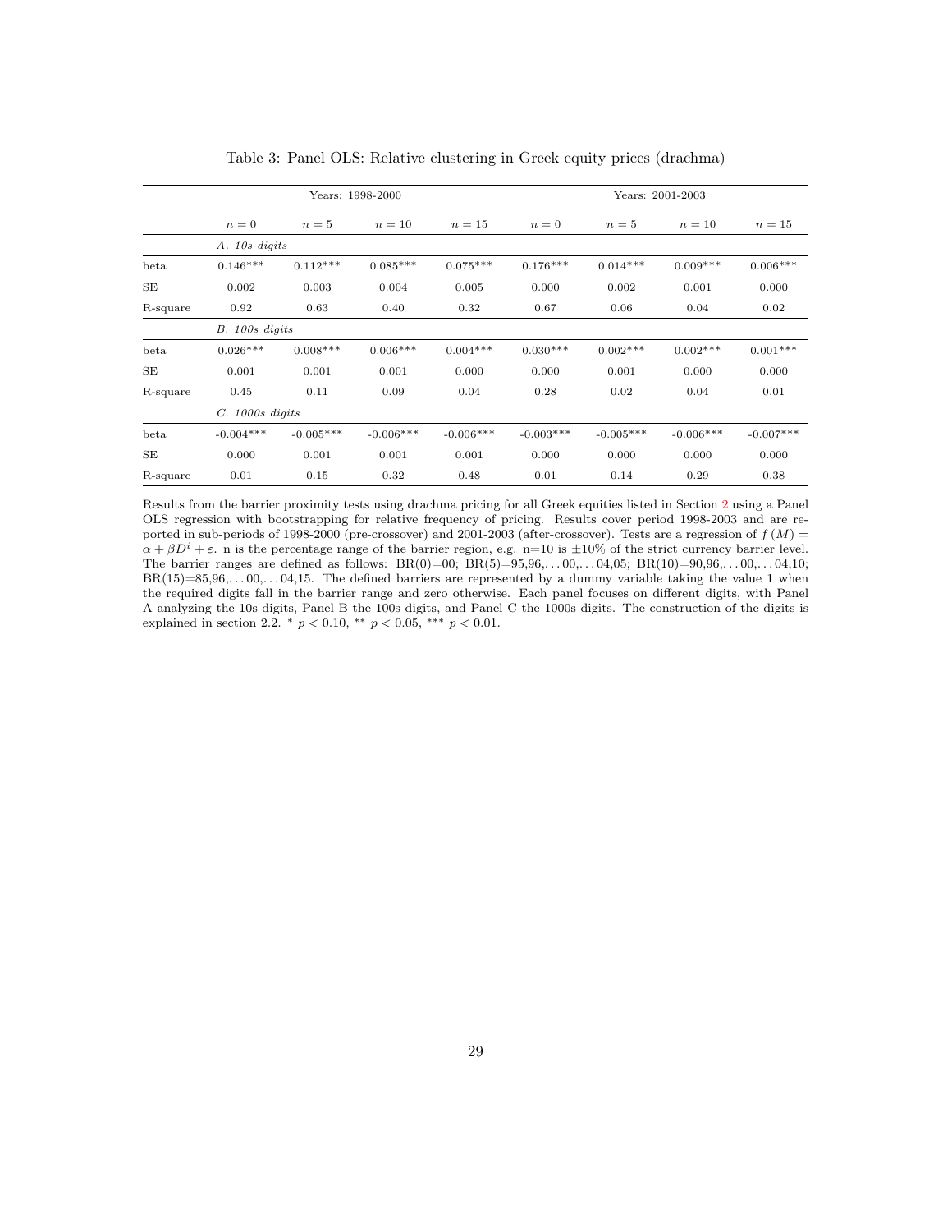Table 3: Panel OLS: Relative clustering in Greek equity prices (drachma)

| | Years: 1998-2000 | | | | Years: 2001-2003 | | | |
|---|---|---|---|---|---|---|---|---|
| | $n = 0$ | $n = 5$ | $n = 10$ | $n = 15$ | $n = 0$ | $n = 5$ | $n = 10$ | $n = 15$ |
| | *A. 10s digits* | | | | | | | |
| beta | 0.146*** | 0.112*** | 0.085*** | 0.075*** | 0.176*** | 0.014*** | 0.009*** | 0.006*** |
| SE | 0.002 | 0.003 | 0.004 | 0.005 | 0.000 | 0.002 | 0.001 | 0.000 |
| R-square | 0.92 | 0.63 | 0.40 | 0.32 | 0.67 | 0.06 | 0.04 | 0.02 |
| | *B. 100s digits* | | | | | | | |
| beta | 0.026*** | 0.008*** | 0.006*** | 0.004*** | 0.030*** | 0.002*** | 0.002*** | 0.001*** |
| SE | 0.001 | 0.001 | 0.001 | 0.000 | 0.000 | 0.001 | 0.000 | 0.000 |
| R-square | 0.45 | 0.11 | 0.09 | 0.04 | 0.28 | 0.02 | 0.04 | 0.01 |
| | *C. 1000s digits* | | | | | | | |
| beta | -0.004*** | -0.005*** | -0.006*** | -0.006*** | -0.003*** | -0.005*** | -0.006*** | -0.007*** |
| SE | 0.000 | 0.001 | 0.001 | 0.001 | 0.000 | 0.000 | 0.000 | 0.000 |
| R-square | 0.01 | 0.15 | 0.32 | 0.48 | 0.01 | 0.14 | 0.29 | 0.38 |

Results from the barrier proximity tests using drachma pricing for all Greek equities listed in Section 2 using a Panel OLS regression with bootstrapping for relative frequency of pricing. Results cover period 1998-2003 and are reported in sub-periods of 1998-2000 (pre-crossover) and 2001-2003 (after-crossover). Tests are a regression of $f(M) = \alpha + \beta D^i + \varepsilon$. n is the percentage range of the barrier region, e.g. n=10 is ±10% of the strict currency barrier level. The barrier ranges are defined as follows: BR(0)=00; BR(5)=95,96,...00,...04,05; BR(10)=90,96,...00,...04,10; BR(15)=85,96,...00,...04,15. The defined barriers are represented by a dummy variable taking the value 1 when the required digits fall in the barrier range and zero otherwise. Each panel focuses on different digits, with Panel A analyzing the 10s digits, Panel B the 100s digits, and Panel C the 1000s digits. The construction of the digits is explained in section 2.2. * $p < 0.10$, ** $p < 0.05$, *** $p < 0.01$.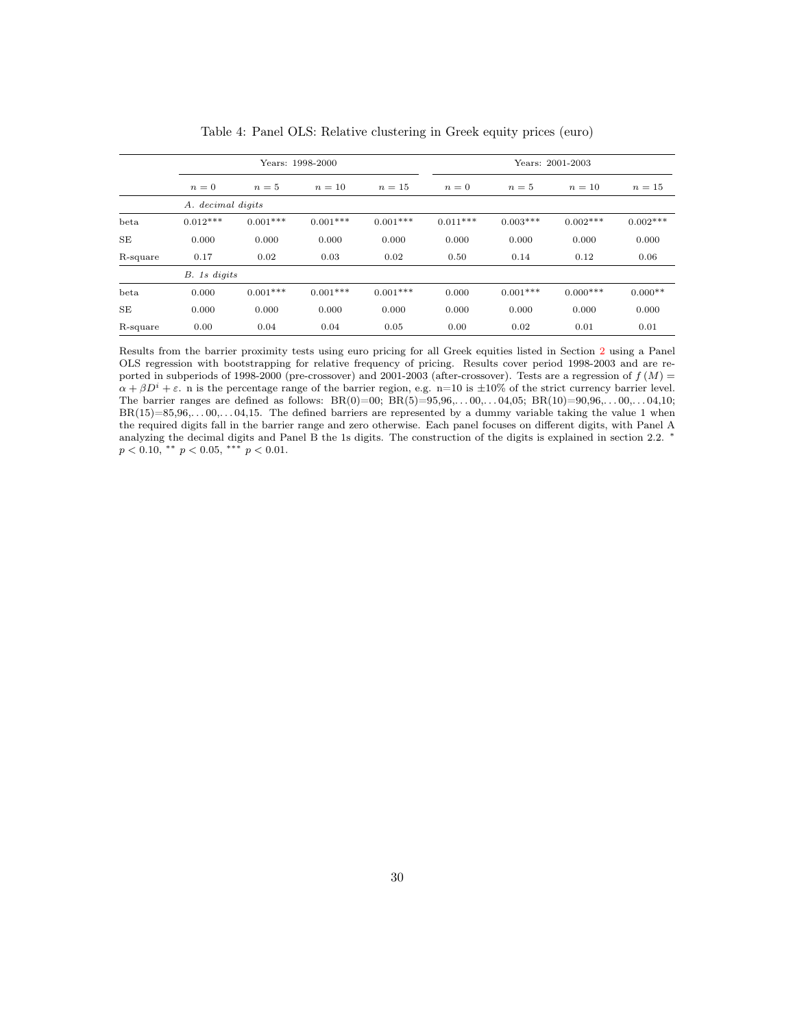Table 4: Panel OLS: Relative clustering in Greek equity prices (euro)

| | Years: 1998-2000 | | | | Years: 2001-2003 | | | |
|---|---|---|---|---|---|---|---|---|
| | $n=0$ | $n=5$ | $n=10$ | $n=15$ | $n=0$ | $n=5$ | $n=10$ | $n=15$ |
| | *A. decimal digits* | | | | | | | |
| beta | 0.012*** | 0.001*** | 0.001*** | 0.001*** | 0.011*** | 0.003*** | 0.002*** | 0.002*** |
| SE | 0.000 | 0.000 | 0.000 | 0.000 | 0.000 | 0.000 | 0.000 | 0.000 |
| R-square | 0.17 | 0.02 | 0.03 | 0.02 | 0.50 | 0.14 | 0.12 | 0.06 |
| | *B. 1s digits* | | | | | | | |
| beta | 0.000 | 0.001*** | 0.001*** | 0.001*** | 0.000 | 0.001*** | 0.000*** | 0.000** |
| SE | 0.000 | 0.000 | 0.000 | 0.000 | 0.000 | 0.000 | 0.000 | 0.000 |
| R-square | 0.00 | 0.04 | 0.04 | 0.05 | 0.00 | 0.02 | 0.01 | 0.01 |

Results from the barrier proximity tests using euro pricing for all Greek equities listed in Section 2 using a Panel OLS regression with bootstrapping for relative frequency of pricing. Results cover period 1998-2003 and are reported in subperiods of 1998-2000 (pre-crossover) and 2001-2003 (after-crossover). Tests are a regression of $f(M) = \alpha + \beta D^i + \varepsilon$. n is the percentage range of the barrier region, e.g. n=10 is ±10% of the strict currency barrier level. The barrier ranges are defined as follows: BR(0)=00; BR(5)=95,96,. . . 00,. . . 04,05; BR(10)=90,96,. . . 00,. . . 04,10; BR(15)=85,96,. . . 00,. . . 04,15. The defined barriers are represented by a dummy variable taking the value 1 when the required digits fall in the barrier range and zero otherwise. Each panel focuses on different digits, with Panel A analyzing the decimal digits and Panel B the 1s digits. The construction of the digits is explained in section 2.2. * $p < 0.10$, ** $p < 0.05$, *** $p < 0.01$.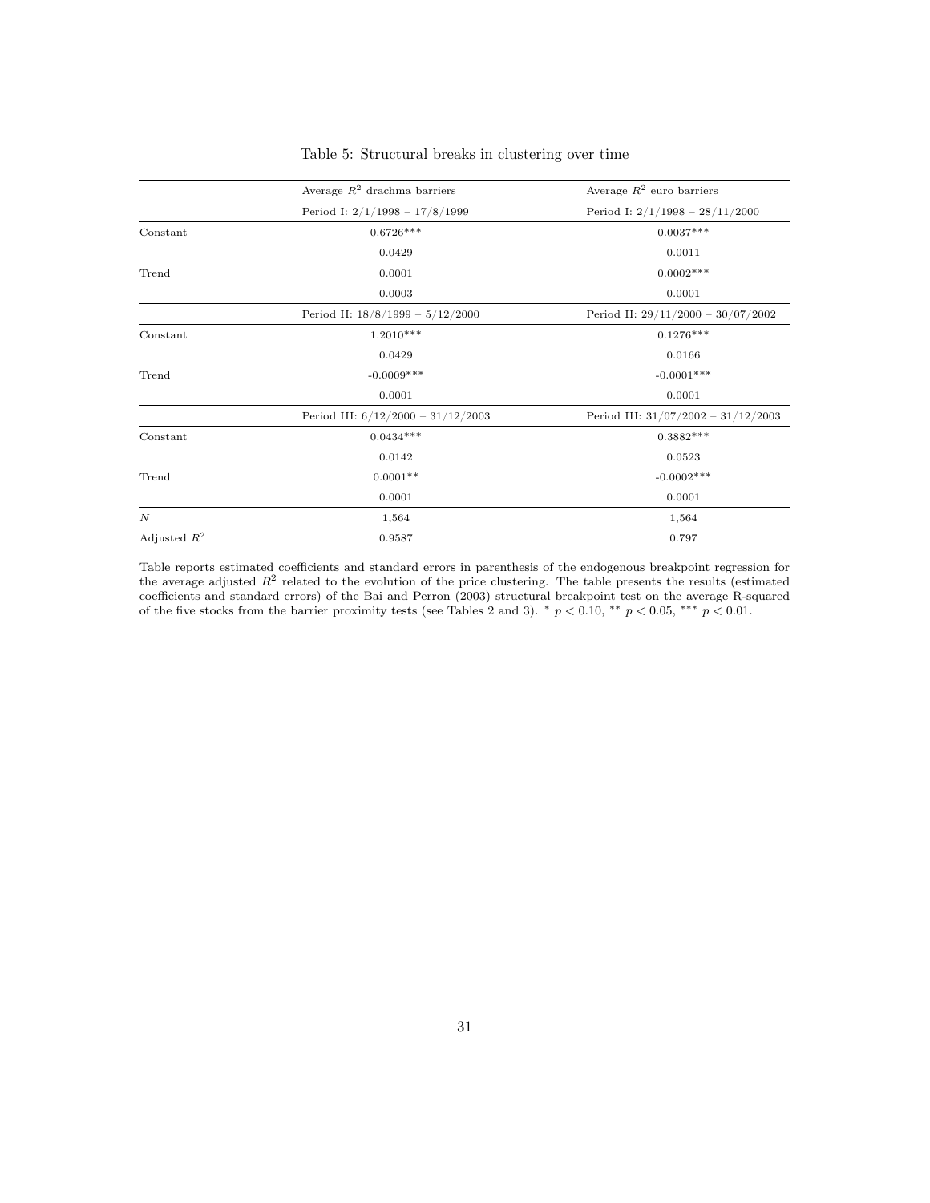Table 5: Structural breaks in clustering over time

| | Average $R^2$ drachma barriers | Average $R^2$ euro barriers |
|---|---|---|
| | Period I: 2/1/1998 – 17/8/1999 | Period I: 2/1/1998 – 28/11/2000 |
| Constant | 0.6726*** | 0.0037*** |
| | 0.0429 | 0.0011 |
| Trend | 0.0001 | 0.0002*** |
| | 0.0003 | 0.0001 |
| | Period II: 18/8/1999 – 5/12/2000 | Period II: 29/11/2000 – 30/07/2002 |
| Constant | 1.2010*** | 0.1276*** |
| | 0.0429 | 0.0166 |
| Trend | -0.0009*** | -0.0001*** |
| | 0.0001 | 0.0001 |
| | Period III: 6/12/2000 – 31/12/2003 | Period III: 31/07/2002 – 31/12/2003 |
| Constant | 0.0434*** | 0.3882*** |
| | 0.0142 | 0.0523 |
| Trend | 0.0001** | -0.0002*** |
| | 0.0001 | 0.0001 |
| $N$ | 1,564 | 1,564 |
| Adjusted $R^2$ | 0.9587 | 0.797 |

Table reports estimated coefficients and standard errors in parenthesis of the endogenous breakpoint regression for the average adjusted $R^2$ related to the evolution of the price clustering. The table presents the results (estimated coefficients and standard errors) of the Bai and Perron (2003) structural breakpoint test on the average R-squared of the five stocks from the barrier proximity tests (see Tables 2 and 3). $^{*}$ $p < 0.10$, $^{**}$ $p < 0.05$, $^{***}$ $p < 0.01$.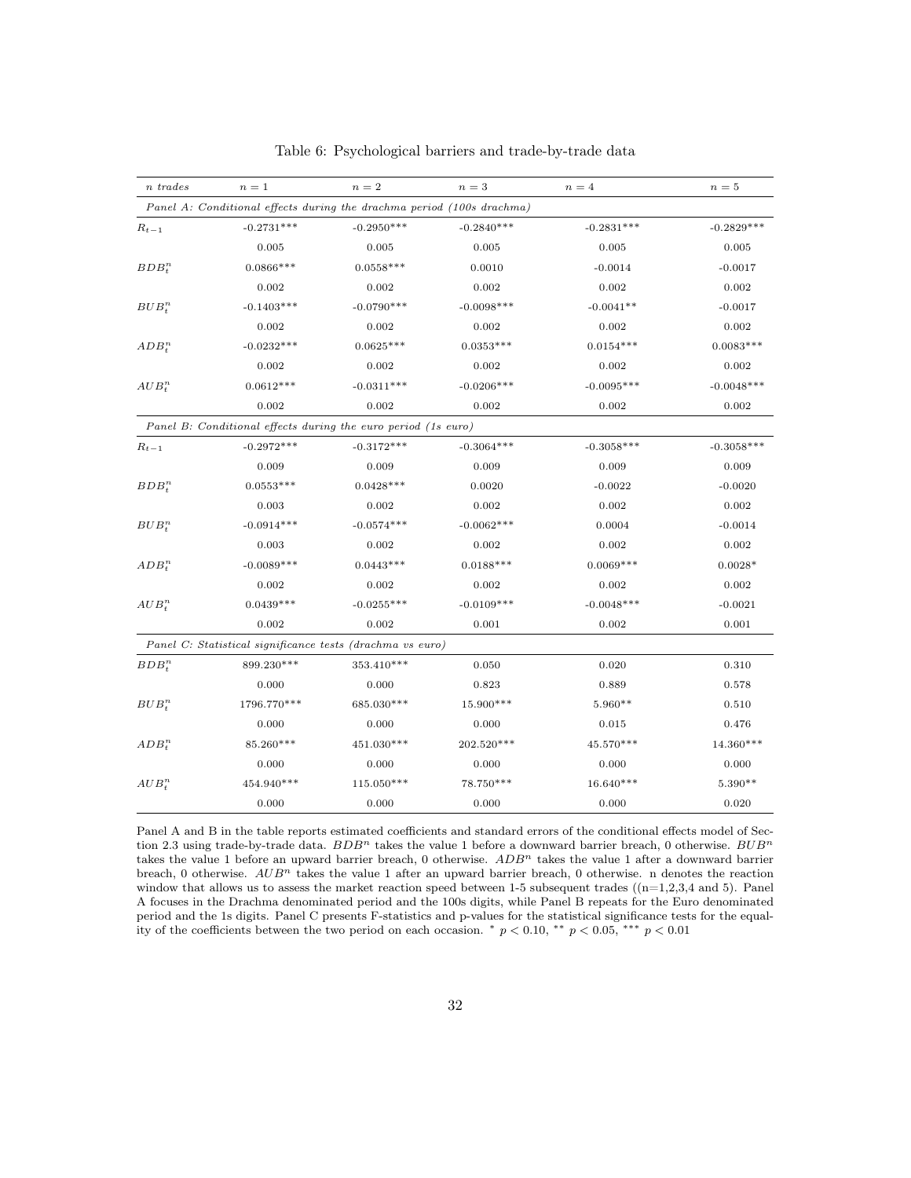Table 6: Psychological barriers and trade-by-trade data

| *n trades* | $n = 1$ | $n = 2$ | $n = 3$ | $n = 4$ | $n = 5$ |
|---|---|---|---|---|---|
| *Panel A: Conditional effects during the drachma period (100s drachma)* | | | | | |
| $R_{t-1}$ | -0.2731*** | -0.2950*** | -0.2840*** | -0.2831*** | -0.2829*** |
| | 0.005 | 0.005 | 0.005 | 0.005 | 0.005 |
| $BDB_t^n$ | 0.0866*** | 0.0558*** | 0.0010 | -0.0014 | -0.0017 |
| | 0.002 | 0.002 | 0.002 | 0.002 | 0.002 |
| $BUB_t^n$ | -0.1403*** | -0.0790*** | -0.0098*** | -0.0041** | -0.0017 |
| | 0.002 | 0.002 | 0.002 | 0.002 | 0.002 |
| $ADB_t^n$ | -0.0232*** | 0.0625*** | 0.0353*** | 0.0154*** | 0.0083*** |
| | 0.002 | 0.002 | 0.002 | 0.002 | 0.002 |
| $AUB_t^n$ | 0.0612*** | -0.0311*** | -0.0206*** | -0.0095*** | -0.0048*** |
| | 0.002 | 0.002 | 0.002 | 0.002 | 0.002 |
| *Panel B: Conditional effects during the euro period (1s euro)* | | | | | |
| $R_{t-1}$ | -0.2972*** | -0.3172*** | -0.3064*** | -0.3058*** | -0.3058*** |
| | 0.009 | 0.009 | 0.009 | 0.009 | 0.009 |
| $BDB_t^n$ | 0.0553*** | 0.0428*** | 0.0020 | -0.0022 | -0.0020 |
| | 0.003 | 0.002 | 0.002 | 0.002 | 0.002 |
| $BUB_t^n$ | -0.0914*** | -0.0574*** | -0.0062*** | 0.0004 | -0.0014 |
| | 0.003 | 0.002 | 0.002 | 0.002 | 0.002 |
| $ADB_t^n$ | -0.0089*** | 0.0443*** | 0.0188*** | 0.0069*** | 0.0028* |
| | 0.002 | 0.002 | 0.002 | 0.002 | 0.002 |
| $AUB_t^n$ | 0.0439*** | -0.0255*** | -0.0109*** | -0.0048*** | -0.0021 |
| | 0.002 | 0.002 | 0.001 | 0.002 | 0.001 |
| *Panel C: Statistical significance tests (drachma vs euro)* | | | | | |
| $BDB_t^n$ | 899.230*** | 353.410*** | 0.050 | 0.020 | 0.310 |
| | 0.000 | 0.000 | 0.823 | 0.889 | 0.578 |
| $BUB_t^n$ | 1796.770*** | 685.030*** | 15.900*** | 5.960** | 0.510 |
| | 0.000 | 0.000 | 0.000 | 0.015 | 0.476 |
| $ADB_t^n$ | 85.260*** | 451.030*** | 202.520*** | 45.570*** | 14.360*** |
| | 0.000 | 0.000 | 0.000 | 0.000 | 0.000 |
| $AUB_t^n$ | 454.940*** | 115.050*** | 78.750*** | 16.640*** | 5.390** |
| | 0.000 | 0.000 | 0.000 | 0.000 | 0.020 |

Panel A and B in the table reports estimated coefficients and standard errors of the conditional effects model of Section 2.3 using trade-by-trade data. $BDB^n$ takes the value 1 before a downward barrier breach, 0 otherwise. $BUB^n$ takes the value 1 before an upward barrier breach, 0 otherwise. $ADB^n$ takes the value 1 after a downward barrier breach, 0 otherwise. $AUB^n$ takes the value 1 after an upward barrier breach, 0 otherwise. n denotes the reaction window that allows us to assess the market reaction speed between 1-5 subsequent trades ((n=1,2,3,4 and 5). Panel A focuses in the Drachma denominated period and the 100s digits, while Panel B repeats for the Euro denominated period and the 1s digits. Panel C presents F-statistics and p-values for the statistical significance tests for the equality of the coefficients between the two period on each occasion. * $p < 0.10$, ** $p < 0.05$, *** $p < 0.01$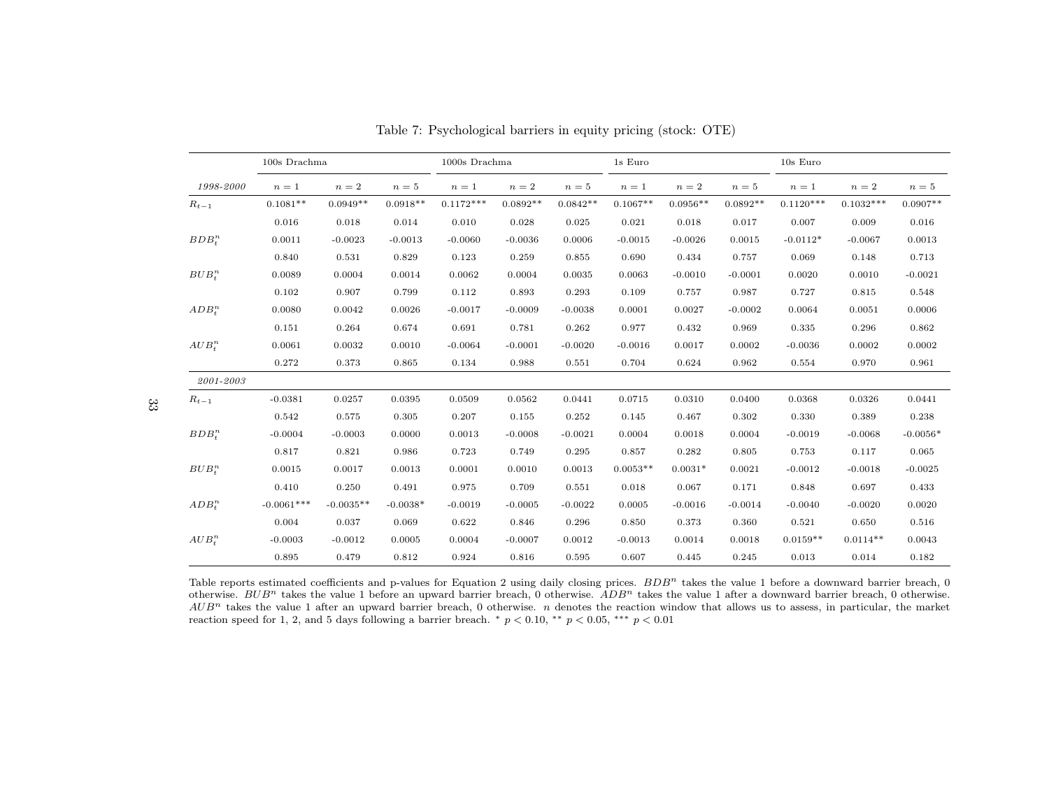Table 7: Psychological barriers in equity pricing (stock: OTE)

| | 100s Drachma | | | 1000s Drachma | | | 1s Euro | | | 10s Euro | | |
|---|---|---|---|---|---|---|---|---|---|---|---|---|
| *1998-2000* | $n=1$ | $n=2$ | $n=5$ | $n=1$ | $n=2$ | $n=5$ | $n=1$ | $n=2$ | $n=5$ | $n=1$ | $n=2$ | $n=5$ |
| $R_{t-1}$ | 0.1081** | 0.0949** | 0.0918** | 0.1172*** | 0.0892** | 0.0842** | 0.1067** | 0.0956** | 0.0892** | 0.1120*** | 0.1032*** | 0.0907** |
| | 0.016 | 0.018 | 0.014 | 0.010 | 0.028 | 0.025 | 0.021 | 0.018 | 0.017 | 0.007 | 0.009 | 0.016 |
| $BDB_t^n$ | 0.0011 | -0.0023 | -0.0013 | -0.0060 | -0.0036 | 0.0006 | -0.0015 | -0.0026 | 0.0015 | -0.0112* | -0.0067 | 0.0013 |
| | 0.840 | 0.531 | 0.829 | 0.123 | 0.259 | 0.855 | 0.690 | 0.434 | 0.757 | 0.069 | 0.148 | 0.713 |
| $BUB_t^n$ | 0.0089 | 0.0004 | 0.0014 | 0.0062 | 0.0004 | 0.0035 | 0.0063 | -0.0010 | -0.0001 | 0.0020 | 0.0010 | -0.0021 |
| | 0.102 | 0.907 | 0.799 | 0.112 | 0.893 | 0.293 | 0.109 | 0.757 | 0.987 | 0.727 | 0.815 | 0.548 |
| $ADB_t^n$ | 0.0080 | 0.0042 | 0.0026 | -0.0017 | -0.0009 | -0.0038 | 0.0001 | 0.0027 | -0.0002 | 0.0064 | 0.0051 | 0.0006 |
| | 0.151 | 0.264 | 0.674 | 0.691 | 0.781 | 0.262 | 0.977 | 0.432 | 0.969 | 0.335 | 0.296 | 0.862 |
| $AUB_t^n$ | 0.0061 | 0.0032 | 0.0010 | -0.0064 | -0.0001 | -0.0020 | -0.0016 | 0.0017 | 0.0002 | -0.0036 | 0.0002 | 0.0002 |
| | 0.272 | 0.373 | 0.865 | 0.134 | 0.988 | 0.551 | 0.704 | 0.624 | 0.962 | 0.554 | 0.970 | 0.961 |
| *2001-2003* | | | | | | | | | | | | |
| $R_{t-1}$ | -0.0381 | 0.0257 | 0.0395 | 0.0509 | 0.0562 | 0.0441 | 0.0715 | 0.0310 | 0.0400 | 0.0368 | 0.0326 | 0.0441 |
| | 0.542 | 0.575 | 0.305 | 0.207 | 0.155 | 0.252 | 0.145 | 0.467 | 0.302 | 0.330 | 0.389 | 0.238 |
| $BDB_t^n$ | -0.0004 | -0.0003 | 0.0000 | 0.0013 | -0.0008 | -0.0021 | 0.0004 | 0.0018 | 0.0004 | -0.0019 | -0.0068 | -0.0056* |
| | 0.817 | 0.821 | 0.986 | 0.723 | 0.749 | 0.295 | 0.857 | 0.282 | 0.805 | 0.753 | 0.117 | 0.065 |
| $BUB_t^n$ | 0.0015 | 0.0017 | 0.0013 | 0.0001 | 0.0010 | 0.0013 | 0.0053** | 0.0031* | 0.0021 | -0.0012 | -0.0018 | -0.0025 |
| | 0.410 | 0.250 | 0.491 | 0.975 | 0.709 | 0.551 | 0.018 | 0.067 | 0.171 | 0.848 | 0.697 | 0.433 |
| $ADB_t^n$ | -0.0061*** | -0.0035** | -0.0038* | -0.0019 | -0.0005 | -0.0022 | 0.0005 | -0.0016 | -0.0014 | -0.0040 | -0.0020 | 0.0020 |
| | 0.004 | 0.037 | 0.069 | 0.622 | 0.846 | 0.296 | 0.850 | 0.373 | 0.360 | 0.521 | 0.650 | 0.516 |
| $AUB_t^n$ | -0.0003 | -0.0012 | 0.0005 | 0.0004 | -0.0007 | 0.0012 | -0.0013 | 0.0014 | 0.0018 | 0.0159** | 0.0114** | 0.0043 |
| | 0.895 | 0.479 | 0.812 | 0.924 | 0.816 | 0.595 | 0.607 | 0.445 | 0.245 | 0.013 | 0.014 | 0.182 |

Table reports estimated coefficients and p-values for Equation 2 using daily closing prices. $BDB^n$ takes the value 1 before a downward barrier breach, 0 otherwise. $BUB^n$ takes the value 1 before an upward barrier breach, 0 otherwise. $ADB^n$ takes the value 1 after a downward barrier breach, 0 otherwise. $AUB^n$ takes the value 1 after an upward barrier breach, 0 otherwise. $n$ denotes the reaction window that allows us to assess, in particular, the market reaction speed for 1, 2, and 5 days following a barrier breach. $^{*}$ $p < 0.10$, $^{**}$ $p < 0.05$, $^{***}$ $p < 0.01$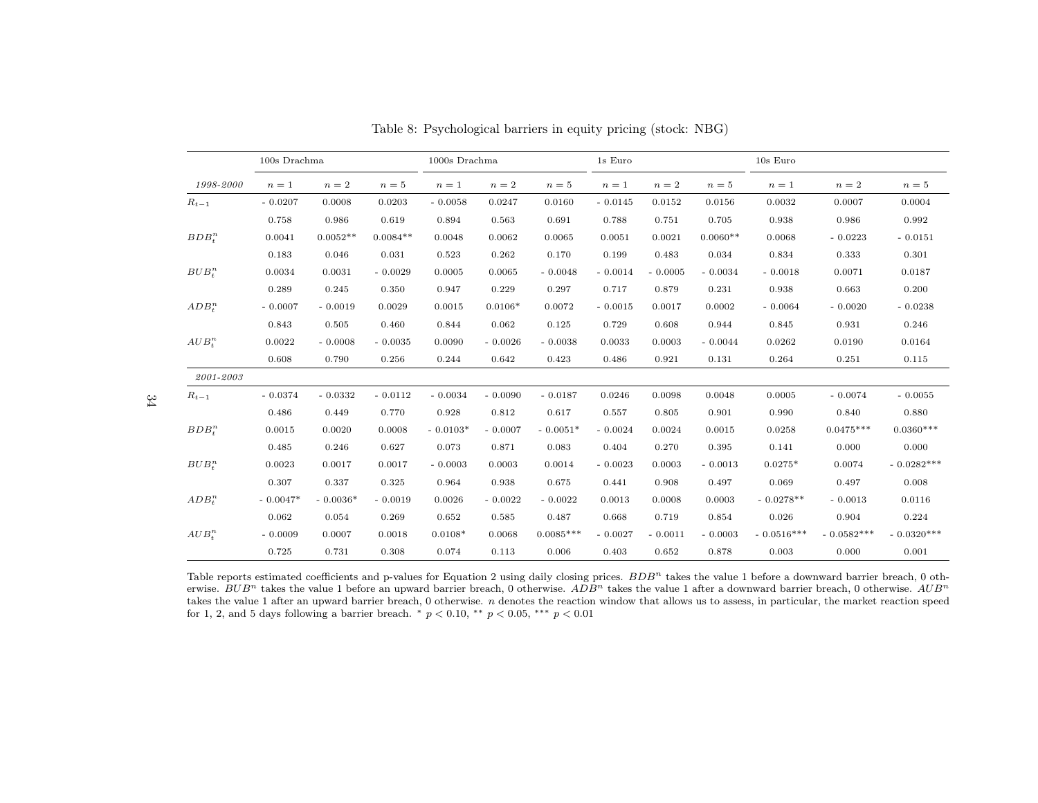Table 8: Psychological barriers in equity pricing (stock: NBG)

| | 100s Drachma | | | 1000s Drachma | | | 1s Euro | | | 10s Euro | | |
|---|---|---|---|---|---|---|---|---|---|---|---|---|
| *1998-2000* | $n=1$ | $n=2$ | $n=5$ | $n=1$ | $n=2$ | $n=5$ | $n=1$ | $n=2$ | $n=5$ | $n=1$ | $n=2$ | $n=5$ |
| $R_{t-1}$ | - 0.0207 | 0.0008 | 0.0203 | - 0.0058 | 0.0247 | 0.0160 | - 0.0145 | 0.0152 | 0.0156 | 0.0032 | 0.0007 | 0.0004 |
| | 0.758 | 0.986 | 0.619 | 0.894 | 0.563 | 0.691 | 0.788 | 0.751 | 0.705 | 0.938 | 0.986 | 0.992 |
| $BDB_t^n$ | 0.0041 | 0.0052** | 0.0084** | 0.0048 | 0.0062 | 0.0065 | 0.0051 | 0.0021 | 0.0060** | 0.0068 | - 0.0223 | - 0.0151 |
| | 0.183 | 0.046 | 0.031 | 0.523 | 0.262 | 0.170 | 0.199 | 0.483 | 0.034 | 0.834 | 0.333 | 0.301 |
| $BUB_t^n$ | 0.0034 | 0.0031 | - 0.0029 | 0.0005 | 0.0065 | - 0.0048 | - 0.0014 | - 0.0005 | - 0.0034 | - 0.0018 | 0.0071 | 0.0187 |
| | 0.289 | 0.245 | 0.350 | 0.947 | 0.229 | 0.297 | 0.717 | 0.879 | 0.231 | 0.938 | 0.663 | 0.200 |
| $ADB_t^n$ | - 0.0007 | - 0.0019 | 0.0029 | 0.0015 | 0.0106* | 0.0072 | - 0.0015 | 0.0017 | 0.0002 | - 0.0064 | - 0.0020 | - 0.0238 |
| | 0.843 | 0.505 | 0.460 | 0.844 | 0.062 | 0.125 | 0.729 | 0.608 | 0.944 | 0.845 | 0.931 | 0.246 |
| $AUB_t^n$ | 0.0022 | - 0.0008 | - 0.0035 | 0.0090 | - 0.0026 | - 0.0038 | 0.0033 | 0.0003 | - 0.0044 | 0.0262 | 0.0190 | 0.0164 |
| | 0.608 | 0.790 | 0.256 | 0.244 | 0.642 | 0.423 | 0.486 | 0.921 | 0.131 | 0.264 | 0.251 | 0.115 |
| *2001-2003* | | | | | | | | | | | | |
| $R_{t-1}$ | - 0.0374 | - 0.0332 | - 0.0112 | - 0.0034 | - 0.0090 | - 0.0187 | 0.0246 | 0.0098 | 0.0048 | 0.0005 | - 0.0074 | - 0.0055 |
| | 0.486 | 0.449 | 0.770 | 0.928 | 0.812 | 0.617 | 0.557 | 0.805 | 0.901 | 0.990 | 0.840 | 0.880 |
| $BDB_t^n$ | 0.0015 | 0.0020 | 0.0008 | - 0.0103* | - 0.0007 | - 0.0051* | - 0.0024 | 0.0024 | 0.0015 | 0.0258 | 0.0475*** | 0.0360*** |
| | 0.485 | 0.246 | 0.627 | 0.073 | 0.871 | 0.083 | 0.404 | 0.270 | 0.395 | 0.141 | 0.000 | 0.000 |
| $BUB_t^n$ | 0.0023 | 0.0017 | 0.0017 | - 0.0003 | 0.0003 | 0.0014 | - 0.0023 | 0.0003 | - 0.0013 | 0.0275* | 0.0074 | - 0.0282*** |
| | 0.307 | 0.337 | 0.325 | 0.964 | 0.938 | 0.675 | 0.441 | 0.908 | 0.497 | 0.069 | 0.497 | 0.008 |
| $ADB_t^n$ | - 0.0047* | - 0.0036* | - 0.0019 | 0.0026 | - 0.0022 | - 0.0022 | 0.0013 | 0.0008 | 0.0003 | - 0.0278** | - 0.0013 | 0.0116 |
| | 0.062 | 0.054 | 0.269 | 0.652 | 0.585 | 0.487 | 0.668 | 0.719 | 0.854 | 0.026 | 0.904 | 0.224 |
| $AUB_t^n$ | - 0.0009 | 0.0007 | 0.0018 | 0.0108* | 0.0068 | 0.0085*** | - 0.0027 | - 0.0011 | - 0.0003 | - 0.0516*** | - 0.0582*** | - 0.0320*** |
| | 0.725 | 0.731 | 0.308 | 0.074 | 0.113 | 0.006 | 0.403 | 0.652 | 0.878 | 0.003 | 0.000 | 0.001 |

Table reports estimated coefficients and p-values for Equation 2 using daily closing prices. $BDB^n$ takes the value 1 before a downward barrier breach, 0 otherwise. $BUB^n$ takes the value 1 before an upward barrier breach, 0 otherwise. $ADB^n$ takes the value 1 after a downward barrier breach, 0 otherwise. $AUB^n$ takes the value 1 after an upward barrier breach, 0 otherwise. $n$ denotes the reaction window that allows us to assess, in particular, the market reaction speed for 1, 2, and 5 days following a barrier breach. * $p < 0.10$, ** $p < 0.05$, *** $p < 0.01$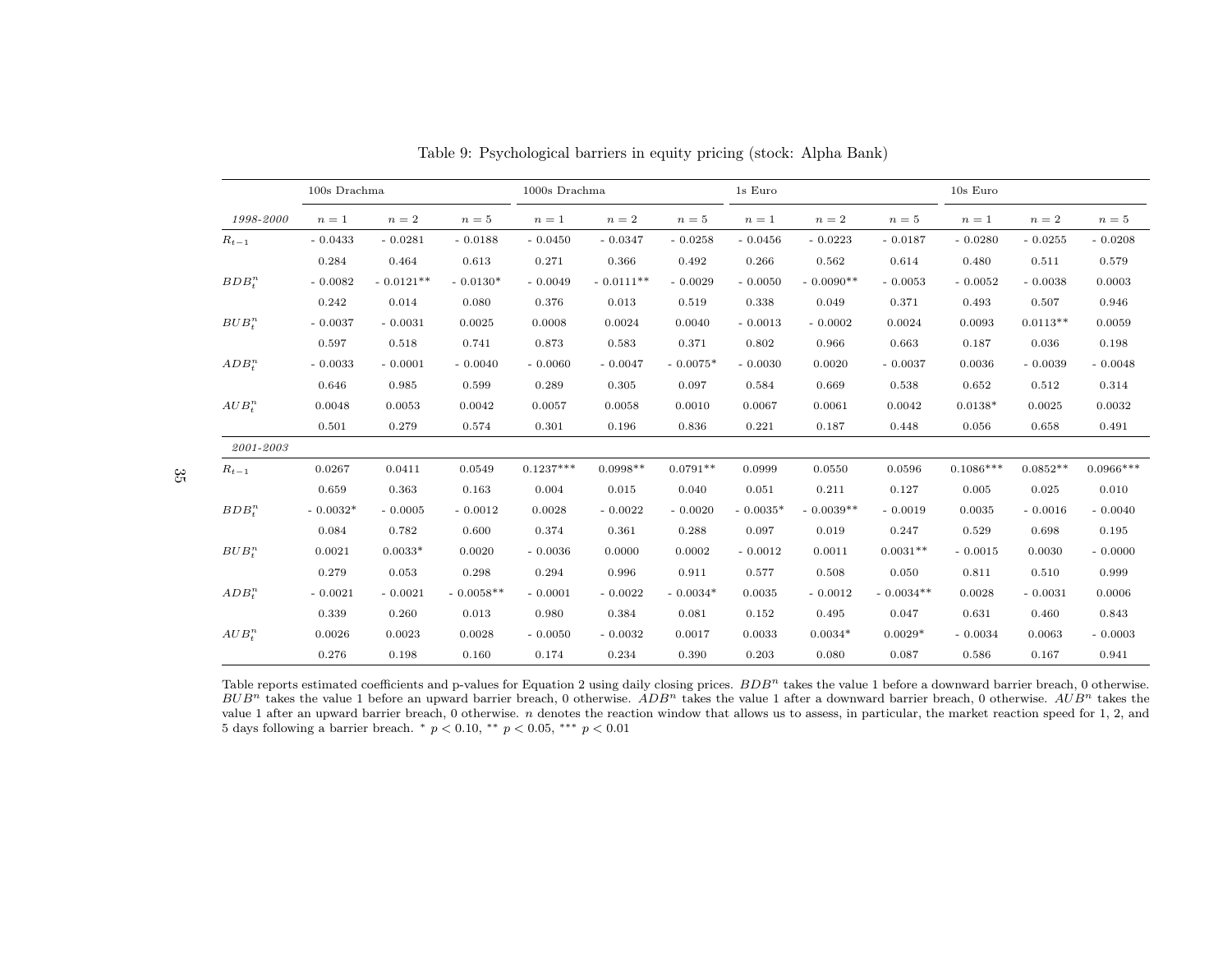Table 9: Psychological barriers in equity pricing (stock: Alpha Bank)

| | 100s Drachma | | | 1000s Drachma | | | 1s Euro | | | 10s Euro | | |
|---|---|---|---|---|---|---|---|---|---|---|---|---|
| *1998-2000* | $n=1$ | $n=2$ | $n=5$ | $n=1$ | $n=2$ | $n=5$ | $n=1$ | $n=2$ | $n=5$ | $n=1$ | $n=2$ | $n=5$ |
| $R_{t-1}$ | - 0.0433 | - 0.0281 | - 0.0188 | - 0.0450 | - 0.0347 | - 0.0258 | - 0.0456 | - 0.0223 | - 0.0187 | - 0.0280 | - 0.0255 | - 0.0208 |
| | 0.284 | 0.464 | 0.613 | 0.271 | 0.366 | 0.492 | 0.266 | 0.562 | 0.614 | 0.480 | 0.511 | 0.579 |
| $BDB_t^n$ | - 0.0082 | - 0.0121** | - 0.0130* | - 0.0049 | - 0.0111** | - 0.0029 | - 0.0050 | - 0.0090** | - 0.0053 | - 0.0052 | - 0.0038 | 0.0003 |
| | 0.242 | 0.014 | 0.080 | 0.376 | 0.013 | 0.519 | 0.338 | 0.049 | 0.371 | 0.493 | 0.507 | 0.946 |
| $BUB_t^n$ | - 0.0037 | - 0.0031 | 0.0025 | 0.0008 | 0.0024 | 0.0040 | - 0.0013 | - 0.0002 | 0.0024 | 0.0093 | 0.0113** | 0.0059 |
| | 0.597 | 0.518 | 0.741 | 0.873 | 0.583 | 0.371 | 0.802 | 0.966 | 0.663 | 0.187 | 0.036 | 0.198 |
| $ADB_t^n$ | - 0.0033 | - 0.0001 | - 0.0040 | - 0.0060 | - 0.0047 | - 0.0075* | - 0.0030 | 0.0020 | - 0.0037 | 0.0036 | - 0.0039 | - 0.0048 |
| | 0.646 | 0.985 | 0.599 | 0.289 | 0.305 | 0.097 | 0.584 | 0.669 | 0.538 | 0.652 | 0.512 | 0.314 |
| $AUB_t^n$ | 0.0048 | 0.0053 | 0.0042 | 0.0057 | 0.0058 | 0.0010 | 0.0067 | 0.0061 | 0.0042 | 0.0138* | 0.0025 | 0.0032 |
| | 0.501 | 0.279 | 0.574 | 0.301 | 0.196 | 0.836 | 0.221 | 0.187 | 0.448 | 0.056 | 0.658 | 0.491 |
| *2001-2003* | | | | | | | | | | | | |
| $R_{t-1}$ | 0.0267 | 0.0411 | 0.0549 | 0.1237*** | 0.0998** | 0.0791** | 0.0999 | 0.0550 | 0.0596 | 0.1086*** | 0.0852** | 0.0966*** |
| | 0.659 | 0.363 | 0.163 | 0.004 | 0.015 | 0.040 | 0.051 | 0.211 | 0.127 | 0.005 | 0.025 | 0.010 |
| $BDB_t^n$ | - 0.0032* | - 0.0005 | - 0.0012 | 0.0028 | - 0.0022 | - 0.0020 | - 0.0035* | - 0.0039** | - 0.0019 | 0.0035 | - 0.0016 | - 0.0040 |
| | 0.084 | 0.782 | 0.600 | 0.374 | 0.361 | 0.288 | 0.097 | 0.019 | 0.247 | 0.529 | 0.698 | 0.195 |
| $BUB_t^n$ | 0.0021 | 0.0033* | 0.0020 | - 0.0036 | 0.0000 | 0.0002 | - 0.0012 | 0.0011 | 0.0031** | - 0.0015 | 0.0030 | - 0.0000 |
| | 0.279 | 0.053 | 0.298 | 0.294 | 0.996 | 0.911 | 0.577 | 0.508 | 0.050 | 0.811 | 0.510 | 0.999 |
| $ADB_t^n$ | - 0.0021 | - 0.0021 | - 0.0058** | - 0.0001 | - 0.0022 | - 0.0034* | 0.0035 | - 0.0012 | - 0.0034** | 0.0028 | - 0.0031 | 0.0006 |
| | 0.339 | 0.260 | 0.013 | 0.980 | 0.384 | 0.081 | 0.152 | 0.495 | 0.047 | 0.631 | 0.460 | 0.843 |
| $AUB_t^n$ | 0.0026 | 0.0023 | 0.0028 | - 0.0050 | - 0.0032 | 0.0017 | 0.0033 | 0.0034* | 0.0029* | - 0.0034 | 0.0063 | - 0.0003 |
| | 0.276 | 0.198 | 0.160 | 0.174 | 0.234 | 0.390 | 0.203 | 0.080 | 0.087 | 0.586 | 0.167 | 0.941 |

Table reports estimated coefficients and p-values for Equation 2 using daily closing prices. $BDB^n$ takes the value 1 before a downward barrier breach, 0 otherwise. $BUB^n$ takes the value 1 before an upward barrier breach, 0 otherwise. $ADB^n$ takes the value 1 after a downward barrier breach, 0 otherwise. $AUB^n$ takes the value 1 after an upward barrier breach, 0 otherwise. $n$ denotes the reaction window that allows us to assess, in particular, the market reaction speed for 1, 2, and 5 days following a barrier breach. * $p < 0.10$, ** $p < 0.05$, *** $p < 0.01$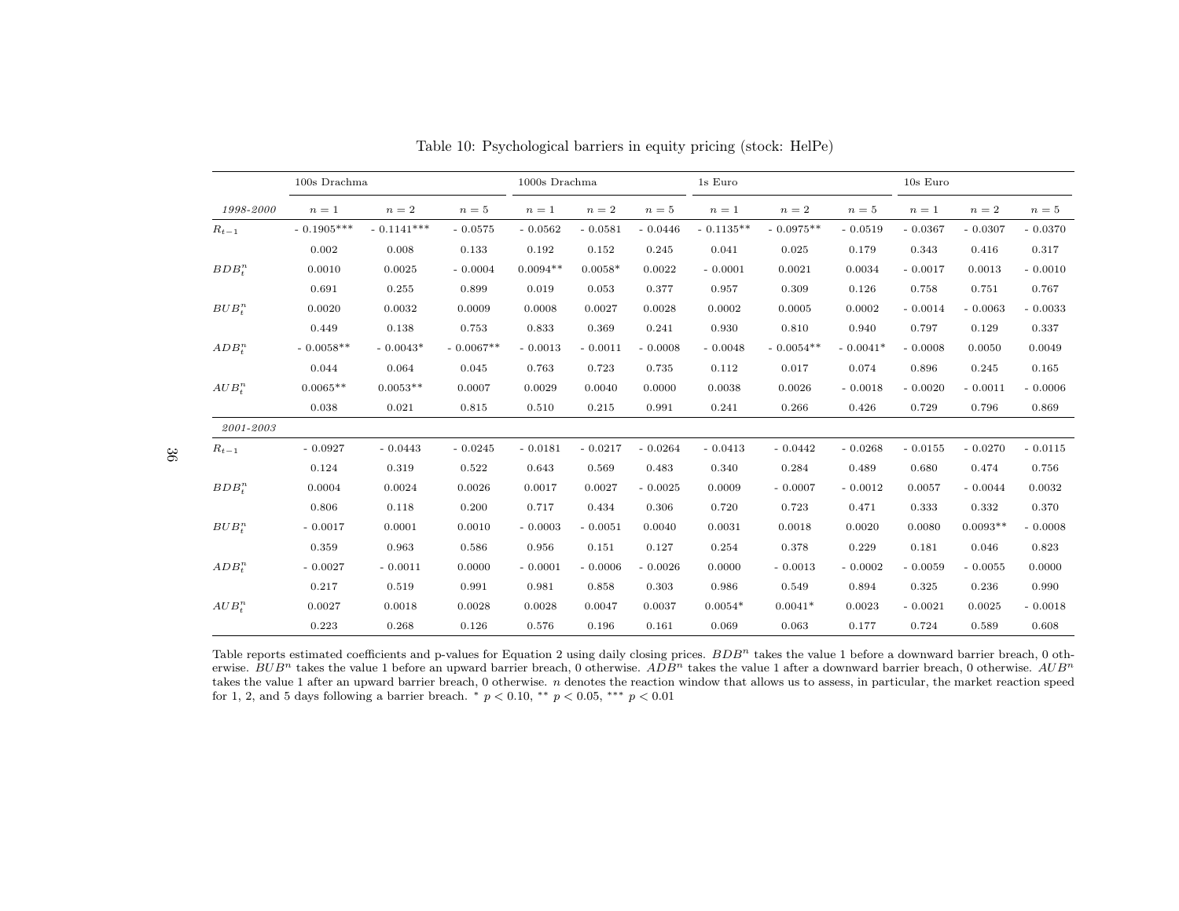Table 10: Psychological barriers in equity pricing (stock: HelPe)

| | 100s Drachma | | | 1000s Drachma | | | 1s Euro | | | 10s Euro | | |
|---|---|---|---|---|---|---|---|---|---|---|---|---|
| *1998-2000* | $n = 1$ | $n = 2$ | $n = 5$ | $n = 1$ | $n = 2$ | $n = 5$ | $n = 1$ | $n = 2$ | $n = 5$ | $n = 1$ | $n = 2$ | $n = 5$ |
| $R_{t-1}$ | - 0.1905*** | - 0.1141*** | - 0.0575 | - 0.0562 | - 0.0581 | - 0.0446 | - 0.1135** | - 0.0975** | - 0.0519 | - 0.0367 | - 0.0307 | - 0.0370 |
| | 0.002 | 0.008 | 0.133 | 0.192 | 0.152 | 0.245 | 0.041 | 0.025 | 0.179 | 0.343 | 0.416 | 0.317 |
| $BDB^n_t$ | 0.0010 | 0.0025 | - 0.0004 | 0.0094** | 0.0058* | 0.0022 | - 0.0001 | 0.0021 | 0.0034 | - 0.0017 | 0.0013 | - 0.0010 |
| | 0.691 | 0.255 | 0.899 | 0.019 | 0.053 | 0.377 | 0.957 | 0.309 | 0.126 | 0.758 | 0.751 | 0.767 |
| $BUB^n_t$ | 0.0020 | 0.0032 | 0.0009 | 0.0008 | 0.0027 | 0.0028 | 0.0002 | 0.0005 | 0.0002 | - 0.0014 | - 0.0063 | - 0.0033 |
| | 0.449 | 0.138 | 0.753 | 0.833 | 0.369 | 0.241 | 0.930 | 0.810 | 0.940 | 0.797 | 0.129 | 0.337 |
| $ADB^n_t$ | - 0.0058** | - 0.0043* | - 0.0067** | - 0.0013 | - 0.0011 | - 0.0008 | - 0.0048 | - 0.0054** | - 0.0041* | - 0.0008 | 0.0050 | 0.0049 |
| | 0.044 | 0.064 | 0.045 | 0.763 | 0.723 | 0.735 | 0.112 | 0.017 | 0.074 | 0.896 | 0.245 | 0.165 |
| $AUB^n_t$ | 0.0065** | 0.0053** | 0.0007 | 0.0029 | 0.0040 | 0.0000 | 0.0038 | 0.0026 | - 0.0018 | - 0.0020 | - 0.0011 | - 0.0006 |
| | 0.038 | 0.021 | 0.815 | 0.510 | 0.215 | 0.991 | 0.241 | 0.266 | 0.426 | 0.729 | 0.796 | 0.869 |
| *2001-2003* | | | | | | | | | | | | |
| $R_{t-1}$ | - 0.0927 | - 0.0443 | - 0.0245 | - 0.0181 | - 0.0217 | - 0.0264 | - 0.0413 | - 0.0442 | - 0.0268 | - 0.0155 | - 0.0270 | - 0.0115 |
| | 0.124 | 0.319 | 0.522 | 0.643 | 0.569 | 0.483 | 0.340 | 0.284 | 0.489 | 0.680 | 0.474 | 0.756 |
| $BDB^n_t$ | 0.0004 | 0.0024 | 0.0026 | 0.0017 | 0.0027 | - 0.0025 | 0.0009 | - 0.0007 | - 0.0012 | 0.0057 | - 0.0044 | 0.0032 |
| | 0.806 | 0.118 | 0.200 | 0.717 | 0.434 | 0.306 | 0.720 | 0.723 | 0.471 | 0.333 | 0.332 | 0.370 |
| $BUB^n_t$ | - 0.0017 | 0.0001 | 0.0010 | - 0.0003 | - 0.0051 | 0.0040 | 0.0031 | 0.0018 | 0.0020 | 0.0080 | 0.0093** | - 0.0008 |
| | 0.359 | 0.963 | 0.586 | 0.956 | 0.151 | 0.127 | 0.254 | 0.378 | 0.229 | 0.181 | 0.046 | 0.823 |
| $ADB^n_t$ | - 0.0027 | - 0.0011 | 0.0000 | - 0.0001 | - 0.0006 | - 0.0026 | 0.0000 | - 0.0013 | - 0.0002 | - 0.0059 | - 0.0055 | 0.0000 |
| | 0.217 | 0.519 | 0.991 | 0.981 | 0.858 | 0.303 | 0.986 | 0.549 | 0.894 | 0.325 | 0.236 | 0.990 |
| $AUB^n_t$ | 0.0027 | 0.0018 | 0.0028 | 0.0028 | 0.0047 | 0.0037 | 0.0054* | 0.0041* | 0.0023 | - 0.0021 | 0.0025 | - 0.0018 |
| | 0.223 | 0.268 | 0.126 | 0.576 | 0.196 | 0.161 | 0.069 | 0.063 | 0.177 | 0.724 | 0.589 | 0.608 |

Table reports estimated coefficients and p-values for Equation 2 using daily closing prices. $BDB^n$ takes the value 1 before a downward barrier breach, 0 otherwise. $BUB^n$ takes the value 1 before an upward barrier breach, 0 otherwise. $ADB^n$ takes the value 1 after a downward barrier breach, 0 otherwise. $AUB^n$ takes the value 1 after an upward barrier breach, 0 otherwise. $n$ denotes the reaction window that allows us to assess, in particular, the market reaction speed for 1, 2, and 5 days following a barrier breach. * $p < 0.10$, ** $p < 0.05$, *** $p < 0.01$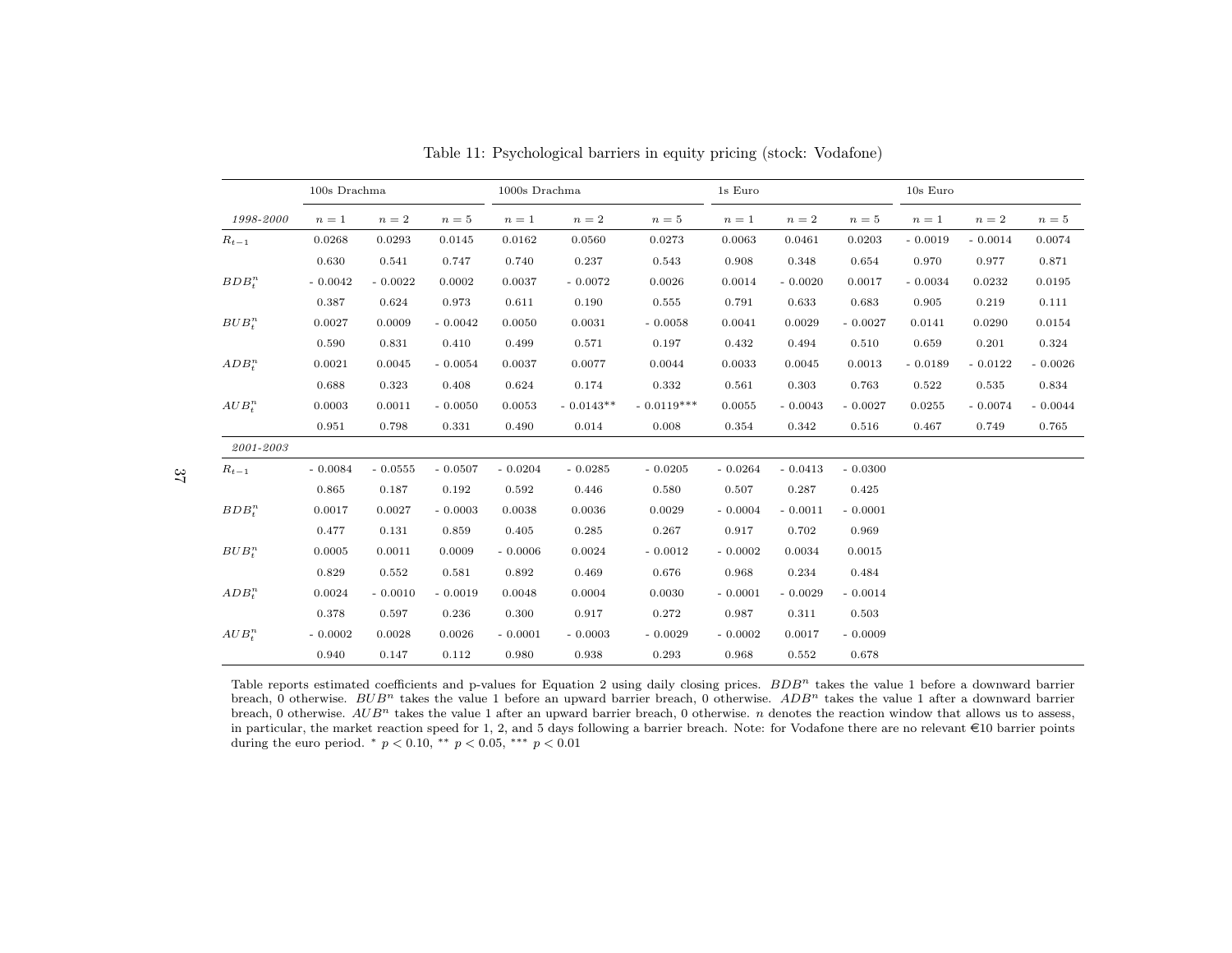Table 11: Psychological barriers in equity pricing (stock: Vodafone)

| | 100s Drachma | | | 1000s Drachma | | | 1s Euro | | | 10s Euro | | |
|---|---|---|---|---|---|---|---|---|---|---|---|---|
| *1998-2000* | $n = 1$ | $n = 2$ | $n = 5$ | $n = 1$ | $n = 2$ | $n = 5$ | $n = 1$ | $n = 2$ | $n = 5$ | $n = 1$ | $n = 2$ | $n = 5$ |
| $R_{t-1}$ | 0.0268 | 0.0293 | 0.0145 | 0.0162 | 0.0560 | 0.0273 | 0.0063 | 0.0461 | 0.0203 | - 0.0019 | - 0.0014 | 0.0074 |
| | 0.630 | 0.541 | 0.747 | 0.740 | 0.237 | 0.543 | 0.908 | 0.348 | 0.654 | 0.970 | 0.977 | 0.871 |
| $BDB_t^n$ | - 0.0042 | - 0.0022 | 0.0002 | 0.0037 | - 0.0072 | 0.0026 | 0.0014 | - 0.0020 | 0.0017 | - 0.0034 | 0.0232 | 0.0195 |
| | 0.387 | 0.624 | 0.973 | 0.611 | 0.190 | 0.555 | 0.791 | 0.633 | 0.683 | 0.905 | 0.219 | 0.111 |
| $BUB_t^n$ | 0.0027 | 0.0009 | - 0.0042 | 0.0050 | 0.0031 | - 0.0058 | 0.0041 | 0.0029 | - 0.0027 | 0.0141 | 0.0290 | 0.0154 |
| | 0.590 | 0.831 | 0.410 | 0.499 | 0.571 | 0.197 | 0.432 | 0.494 | 0.510 | 0.659 | 0.201 | 0.324 |
| $ADB_t^n$ | 0.0021 | 0.0045 | - 0.0054 | 0.0037 | 0.0077 | 0.0044 | 0.0033 | 0.0045 | 0.0013 | - 0.0189 | - 0.0122 | - 0.0026 |
| | 0.688 | 0.323 | 0.408 | 0.624 | 0.174 | 0.332 | 0.561 | 0.303 | 0.763 | 0.522 | 0.535 | 0.834 |
| $AUB_t^n$ | 0.0003 | 0.0011 | - 0.0050 | 0.0053 | - 0.0143** | - 0.0119*** | 0.0055 | - 0.0043 | - 0.0027 | 0.0255 | - 0.0074 | - 0.0044 |
| | 0.951 | 0.798 | 0.331 | 0.490 | 0.014 | 0.008 | 0.354 | 0.342 | 0.516 | 0.467 | 0.749 | 0.765 |
| *2001-2003* | | | | | | | | | | | | |
| $R_{t-1}$ | - 0.0084 | - 0.0555 | - 0.0507 | - 0.0204 | - 0.0285 | - 0.0205 | - 0.0264 | - 0.0413 | - 0.0300 | | | |
| | 0.865 | 0.187 | 0.192 | 0.592 | 0.446 | 0.580 | 0.507 | 0.287 | 0.425 | | | |
| $BDB_t^n$ | 0.0017 | 0.0027 | - 0.0003 | 0.0038 | 0.0036 | 0.0029 | - 0.0004 | - 0.0011 | - 0.0001 | | | |
| | 0.477 | 0.131 | 0.859 | 0.405 | 0.285 | 0.267 | 0.917 | 0.702 | 0.969 | | | |
| $BUB_t^n$ | 0.0005 | 0.0011 | 0.0009 | - 0.0006 | 0.0024 | - 0.0012 | - 0.0002 | 0.0034 | 0.0015 | | | |
| | 0.829 | 0.552 | 0.581 | 0.892 | 0.469 | 0.676 | 0.968 | 0.234 | 0.484 | | | |
| $ADB_t^n$ | 0.0024 | - 0.0010 | - 0.0019 | 0.0048 | 0.0004 | 0.0030 | - 0.0001 | - 0.0029 | - 0.0014 | | | |
| | 0.378 | 0.597 | 0.236 | 0.300 | 0.917 | 0.272 | 0.987 | 0.311 | 0.503 | | | |
| $AUB_t^n$ | - 0.0002 | 0.0028 | 0.0026 | - 0.0001 | - 0.0003 | - 0.0029 | - 0.0002 | 0.0017 | - 0.0009 | | | |
| | 0.940 | 0.147 | 0.112 | 0.980 | 0.938 | 0.293 | 0.968 | 0.552 | 0.678 | | | |

Table reports estimated coefficients and p-values for Equation 2 using daily closing prices. $BDB^n$ takes the value 1 before a downward barrier breach, 0 otherwise. $BUB^n$ takes the value 1 before an upward barrier breach, 0 otherwise. $ADB^n$ takes the value 1 after a downward barrier breach, 0 otherwise. $AUB^n$ takes the value 1 after an upward barrier breach, 0 otherwise. $n$ denotes the reaction window that allows us to assess, in particular, the market reaction speed for 1, 2, and 5 days following a barrier breach. Note: for Vodafone there are no relevant €10 barrier points during the euro period. * $p < 0.10$, ** $p < 0.05$, *** $p < 0.01$